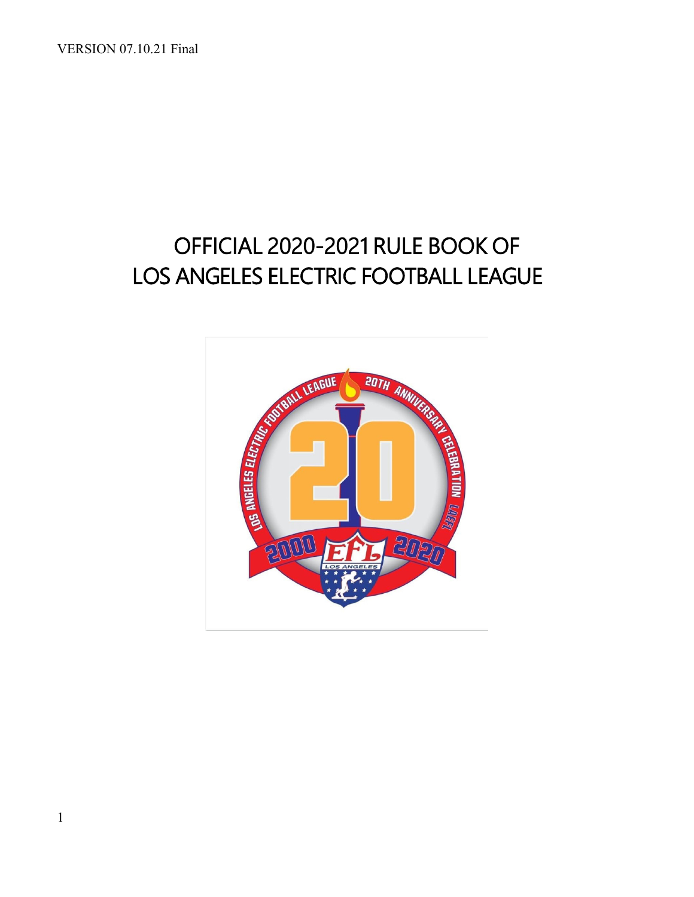VERSION 07.10.21 Final

# OFFICIAL 2020-2021 RULE BOOK OF LOS ANGELES ELECTRIC FOOTBALL LEAGUE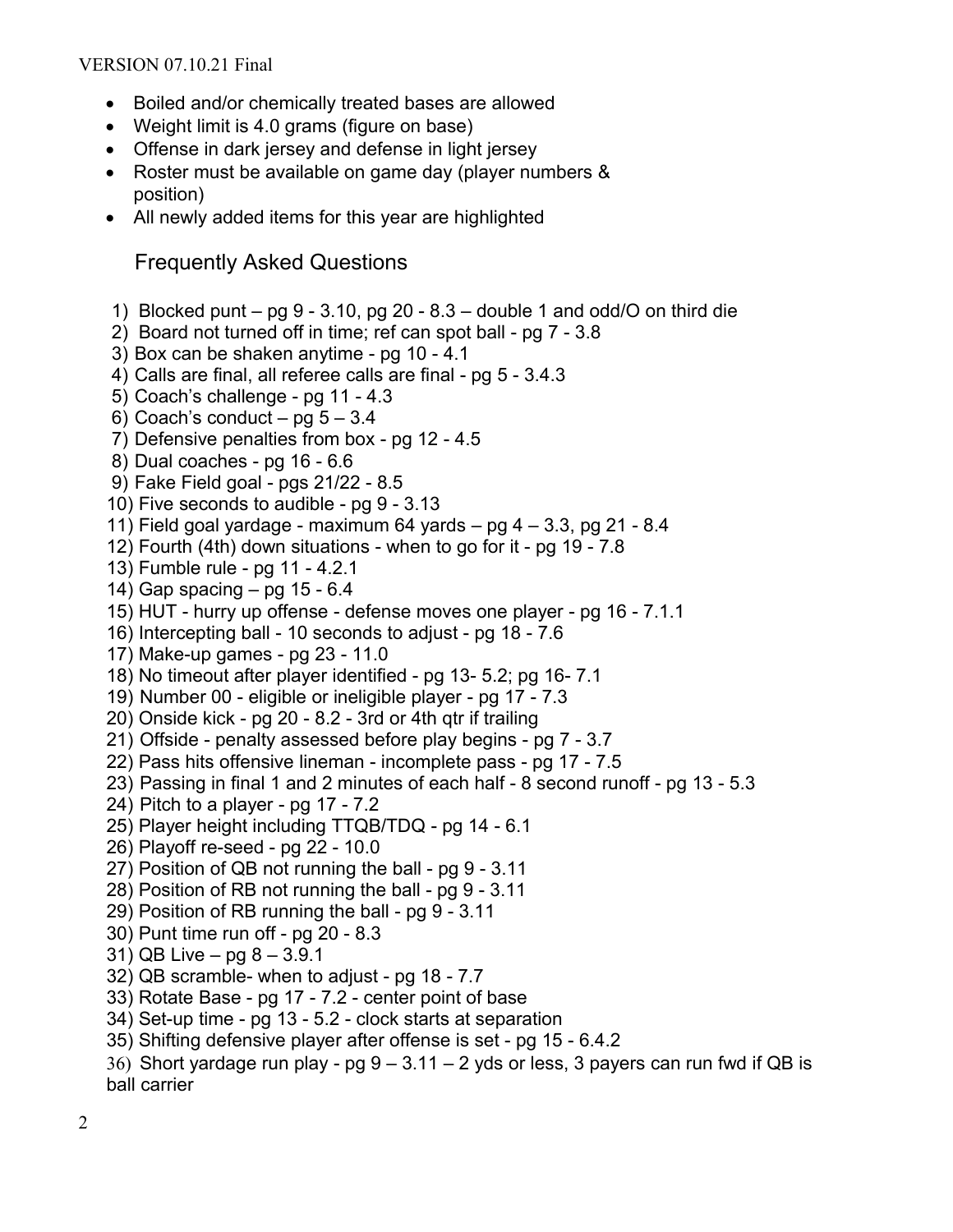- Boiled and/or chemically treated bases are allowed
- Weight limit is 4.0 grams (figure on base)
- Offense in dark jersey and defense in light jersey
- Roster must be available on game day (player numbers & position)
- All newly added items for this year are highlighted

## Frequently Asked Questions

1) Blocked punt – pg 9 - 3.10, pg 20 - 8.3 – double 1 and odd/O on third die
2) Board not turned off in time; ref can spot ball - pg 7 - 3.8
3) Box can be shaken anytime - pg 10 - 4.1
4) Calls are final, all referee calls are final - pg 5 - 3.4.3
5) Coach's challenge - pg 11 - 4.3
6) Coach's conduct – pg 5 – 3.4
7) Defensive penalties from box - pg 12 - 4.5
8) Dual coaches - pg 16 - 6.6
9) Fake Field goal - pgs 21/22 - 8.5
10) Five seconds to audible - pg 9 - 3.13
11) Field goal yardage - maximum 64 yards – pg 4 – 3.3, pg 21 - 8.4
12) Fourth (4th) down situations - when to go for it - pg 19 - 7.8
13) Fumble rule - pg 11 - 4.2.1
14) Gap spacing – pg 15 - 6.4
15) HUT - hurry up offense - defense moves one player - pg 16 - 7.1.1
16) Intercepting ball - 10 seconds to adjust - pg 18 - 7.6
17) Make-up games - pg 23 - 11.0
18) No timeout after player identified - pg 13- 5.2; pg 16- 7.1
19) Number 00 - eligible or ineligible player - pg 17 - 7.3
20) Onside kick - pg 20 - 8.2 - 3rd or 4th qtr if trailing
21) Offside - penalty assessed before play begins - pg 7 - 3.7
22) Pass hits offensive lineman - incomplete pass - pg 17 - 7.5
23) Passing in final 1 and 2 minutes of each half - 8 second runoff - pg 13 - 5.3
24) Pitch to a player - pg 17 - 7.2
25) Player height including TTQB/TDQ - pg 14 - 6.1
26) Playoff re-seed - pg 22 - 10.0
27) Position of QB not running the ball - pg 9 - 3.11
28) Position of RB not running the ball - pg 9 - 3.11
29) Position of RB running the ball - pg 9 - 3.11
30) Punt time run off - pg 20 - 8.3
31) QB Live – pg 8 – 3.9.1
32) QB scramble- when to adjust - pg 18 - 7.7
33) Rotate Base - pg 17 - 7.2 - center point of base
34) Set-up time - pg 13 - 5.2 - clock starts at separation
35) Shifting defensive player after offense is set - pg 15 - 6.4.2
36) Short yardage run play - pg 9 – 3.11 – 2 yds or less, 3 payers can run fwd if QB is ball carrier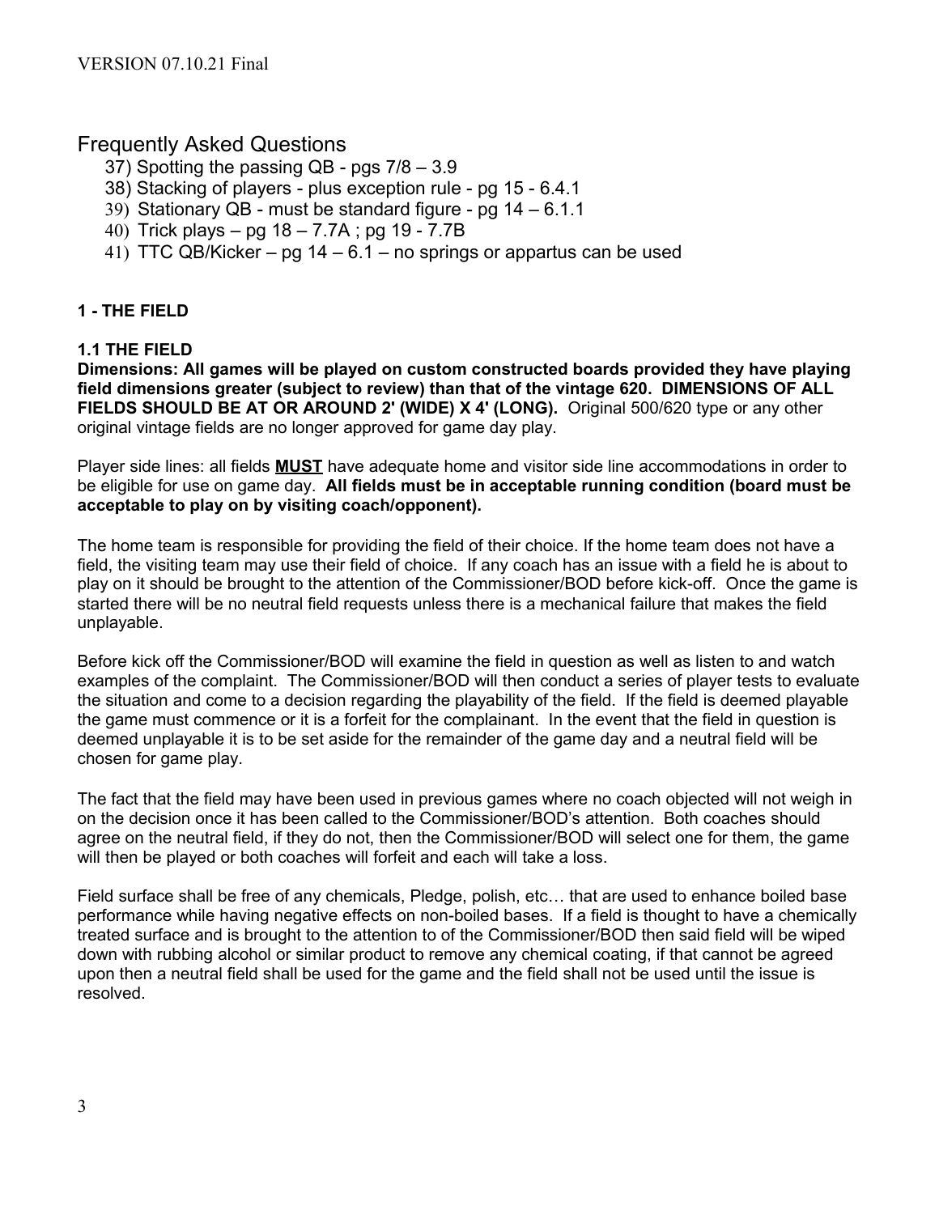Frequently Asked Questions

37) Spotting the passing QB - pgs 7/8 – 3.9
38) Stacking of players - plus exception rule - pg 15 - 6.4.1
39) Stationary QB - must be standard figure - pg 14 – 6.1.1
40) Trick plays – pg 18 – 7.7A ; pg 19 - 7.7B
41) TTC QB/Kicker – pg 14 – 6.1 – no springs or appartus can be used

## 1 - THE FIELD

### 1.1 THE FIELD

**Dimensions: All games will be played on custom constructed boards provided they have playing field dimensions greater (subject to review) than that of the vintage 620. DIMENSIONS OF ALL FIELDS SHOULD BE AT OR AROUND 2' (WIDE) X 4' (LONG).** Original 500/620 type or any other original vintage fields are no longer approved for game day play.

Player side lines: all fields **MUST** have adequate home and visitor side line accommodations in order to be eligible for use on game day. **All fields must be in acceptable running condition (board must be acceptable to play on by visiting coach/opponent).**

The home team is responsible for providing the field of their choice. If the home team does not have a field, the visiting team may use their field of choice. If any coach has an issue with a field he is about to play on it should be brought to the attention of the Commissioner/BOD before kick-off. Once the game is started there will be no neutral field requests unless there is a mechanical failure that makes the field unplayable.

Before kick off the Commissioner/BOD will examine the field in question as well as listen to and watch examples of the complaint. The Commissioner/BOD will then conduct a series of player tests to evaluate the situation and come to a decision regarding the playability of the field. If the field is deemed playable the game must commence or it is a forfeit for the complainant. In the event that the field in question is deemed unplayable it is to be set aside for the remainder of the game day and a neutral field will be chosen for game play.

The fact that the field may have been used in previous games where no coach objected will not weigh in on the decision once it has been called to the Commissioner/BOD's attention. Both coaches should agree on the neutral field, if they do not, then the Commissioner/BOD will select one for them, the game will then be played or both coaches will forfeit and each will take a loss.

Field surface shall be free of any chemicals, Pledge, polish, etc… that are used to enhance boiled base performance while having negative effects on non-boiled bases. If a field is thought to have a chemically treated surface and is brought to the attention to of the Commissioner/BOD then said field will be wiped down with rubbing alcohol or similar product to remove any chemical coating, if that cannot be agreed upon then a neutral field shall be used for the game and the field shall not be used until the issue is resolved.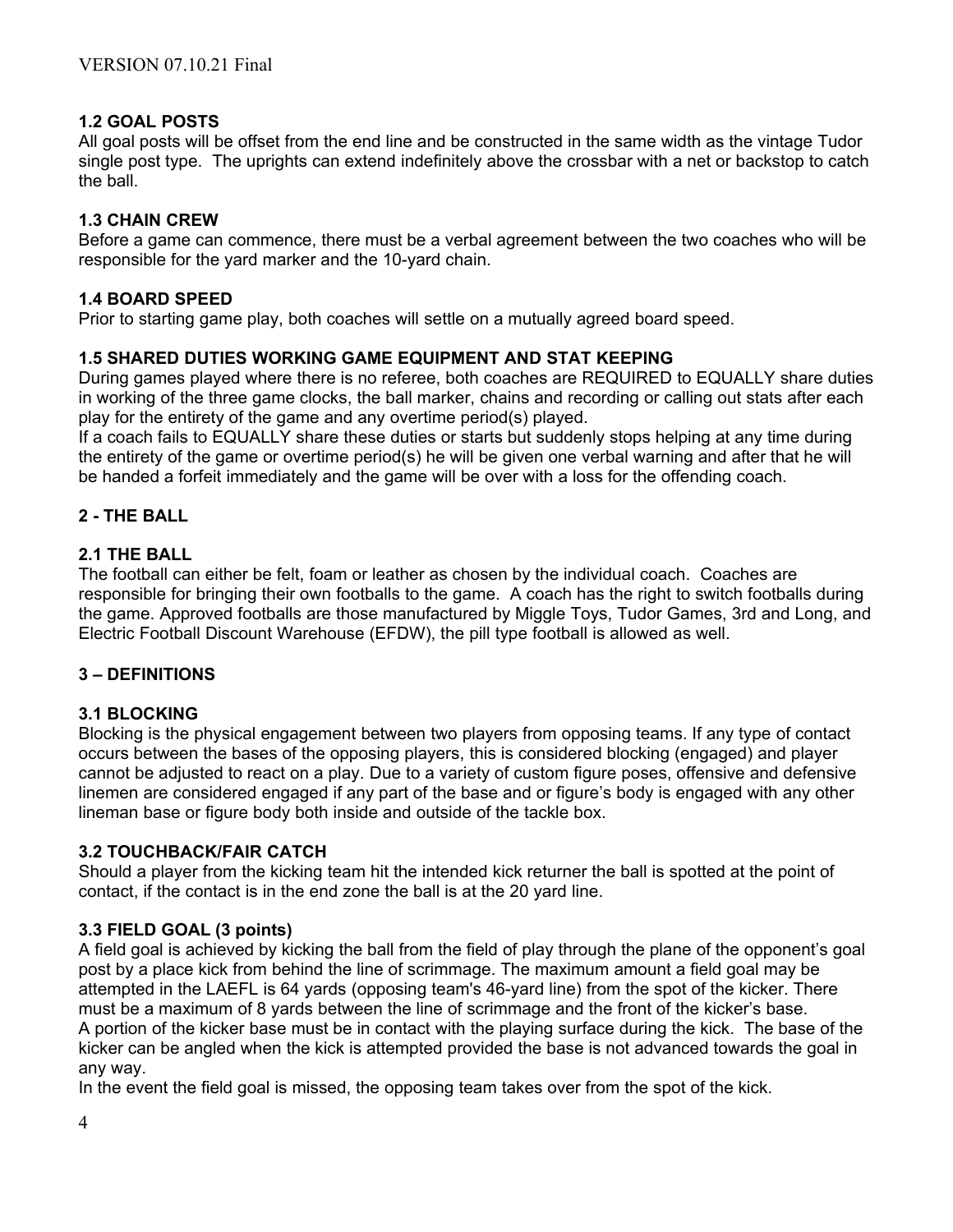### 1.2 GOAL POSTS

All goal posts will be offset from the end line and be constructed in the same width as the vintage Tudor single post type. The uprights can extend indefinitely above the crossbar with a net or backstop to catch the ball.

### 1.3 CHAIN CREW

Before a game can commence, there must be a verbal agreement between the two coaches who will be responsible for the yard marker and the 10-yard chain.

### 1.4 BOARD SPEED

Prior to starting game play, both coaches will settle on a mutually agreed board speed.

### 1.5 SHARED DUTIES WORKING GAME EQUIPMENT AND STAT KEEPING

During games played where there is no referee, both coaches are REQUIRED to EQUALLY share duties in working of the three game clocks, the ball marker, chains and recording or calling out stats after each play for the entirety of the game and any overtime period(s) played.

If a coach fails to EQUALLY share these duties or starts but suddenly stops helping at any time during the entirety of the game or overtime period(s) he will be given one verbal warning and after that he will be handed a forfeit immediately and the game will be over with a loss for the offending coach.

## 2 - THE BALL

### 2.1 THE BALL

The football can either be felt, foam or leather as chosen by the individual coach. Coaches are responsible for bringing their own footballs to the game. A coach has the right to switch footballs during the game. Approved footballs are those manufactured by Miggle Toys, Tudor Games, 3rd and Long, and Electric Football Discount Warehouse (EFDW), the pill type football is allowed as well.

## 3 – DEFINITIONS

### 3.1 BLOCKING

Blocking is the physical engagement between two players from opposing teams. If any type of contact occurs between the bases of the opposing players, this is considered blocking (engaged) and player cannot be adjusted to react on a play. Due to a variety of custom figure poses, offensive and defensive linemen are considered engaged if any part of the base and or figure's body is engaged with any other lineman base or figure body both inside and outside of the tackle box.

### 3.2 TOUCHBACK/FAIR CATCH

Should a player from the kicking team hit the intended kick returner the ball is spotted at the point of contact, if the contact is in the end zone the ball is at the 20 yard line.

### 3.3 FIELD GOAL (3 points)

A field goal is achieved by kicking the ball from the field of play through the plane of the opponent's goal post by a place kick from behind the line of scrimmage. The maximum amount a field goal may be attempted in the LAEFL is 64 yards (opposing team's 46-yard line) from the spot of the kicker. There must be a maximum of 8 yards between the line of scrimmage and the front of the kicker's base.

A portion of the kicker base must be in contact with the playing surface during the kick. The base of the kicker can be angled when the kick is attempted provided the base is not advanced towards the goal in any way.

In the event the field goal is missed, the opposing team takes over from the spot of the kick.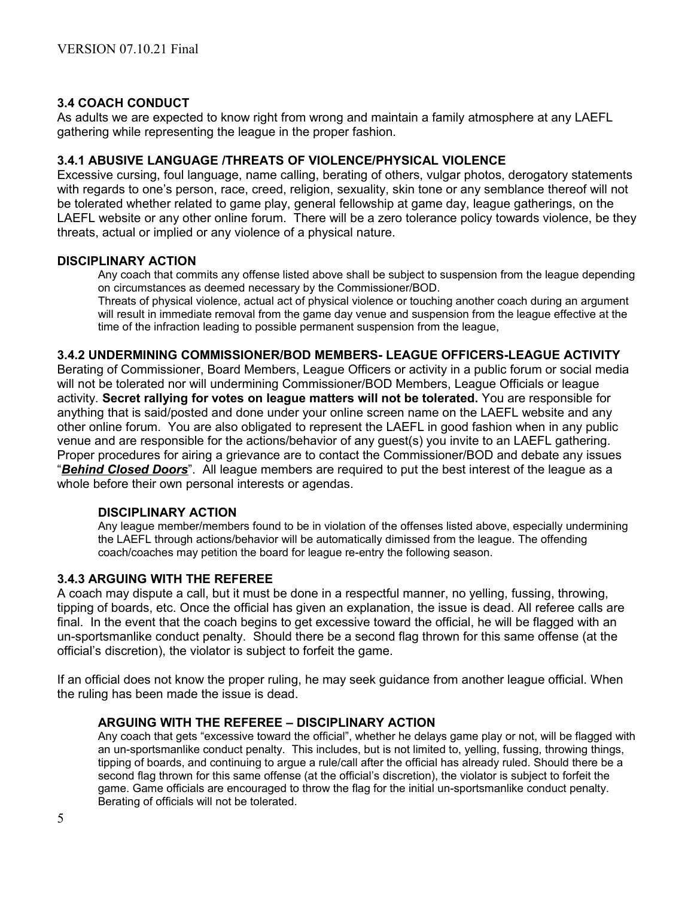### 3.4 COACH CONDUCT

As adults we are expected to know right from wrong and maintain a family atmosphere at any LAEFL gathering while representing the league in the proper fashion.

#### 3.4.1 ABUSIVE LANGUAGE /THREATS OF VIOLENCE/PHYSICAL VIOLENCE

Excessive cursing, foul language, name calling, berating of others, vulgar photos, derogatory statements with regards to one's person, race, creed, religion, sexuality, skin tone or any semblance thereof will not be tolerated whether related to game play, general fellowship at game day, league gatherings, on the LAEFL website or any other online forum. There will be a zero tolerance policy towards violence, be they threats, actual or implied or any violence of a physical nature.

**DISCIPLINARY ACTION**

Any coach that commits any offense listed above shall be subject to suspension from the league depending on circumstances as deemed necessary by the Commissioner/BOD.

Threats of physical violence, actual act of physical violence or touching another coach during an argument will result in immediate removal from the game day venue and suspension from the league effective at the time of the infraction leading to possible permanent suspension from the league,

#### 3.4.2 UNDERMINING COMMISSIONER/BOD MEMBERS- LEAGUE OFFICERS-LEAGUE ACTIVITY

Berating of Commissioner, Board Members, League Officers or activity in a public forum or social media will not be tolerated nor will undermining Commissioner/BOD Members, League Officials or league activity. **Secret rallying for votes on league matters will not be tolerated.** You are responsible for anything that is said/posted and done under your online screen name on the LAEFL website and any other online forum. You are also obligated to represent the LAEFL in good fashion when in any public venue and are responsible for the actions/behavior of any guest(s) you invite to an LAEFL gathering. Proper procedures for airing a grievance are to contact the Commissioner/BOD and debate any issues "***Behind Closed Doors***". All league members are required to put the best interest of the league as a whole before their own personal interests or agendas.

**DISCIPLINARY ACTION**

Any league member/members found to be in violation of the offenses listed above, especially undermining the LAEFL through actions/behavior will be automatically dimissed from the league. The offending coach/coaches may petition the board for league re-entry the following season.

#### 3.4.3 ARGUING WITH THE REFEREE

A coach may dispute a call, but it must be done in a respectful manner, no yelling, fussing, throwing, tipping of boards, etc. Once the official has given an explanation, the issue is dead. All referee calls are final. In the event that the coach begins to get excessive toward the official, he will be flagged with an un-sportsmanlike conduct penalty. Should there be a second flag thrown for this same offense (at the official's discretion), the violator is subject to forfeit the game.

If an official does not know the proper ruling, he may seek guidance from another league official. When the ruling has been made the issue is dead.

**ARGUING WITH THE REFEREE – DISCIPLINARY ACTION**

Any coach that gets "excessive toward the official", whether he delays game play or not, will be flagged with an un-sportsmanlike conduct penalty. This includes, but is not limited to, yelling, fussing, throwing things, tipping of boards, and continuing to argue a rule/call after the official has already ruled. Should there be a second flag thrown for this same offense (at the official's discretion), the violator is subject to forfeit the game. Game officials are encouraged to throw the flag for the initial un-sportsmanlike conduct penalty. Berating of officials will not be tolerated.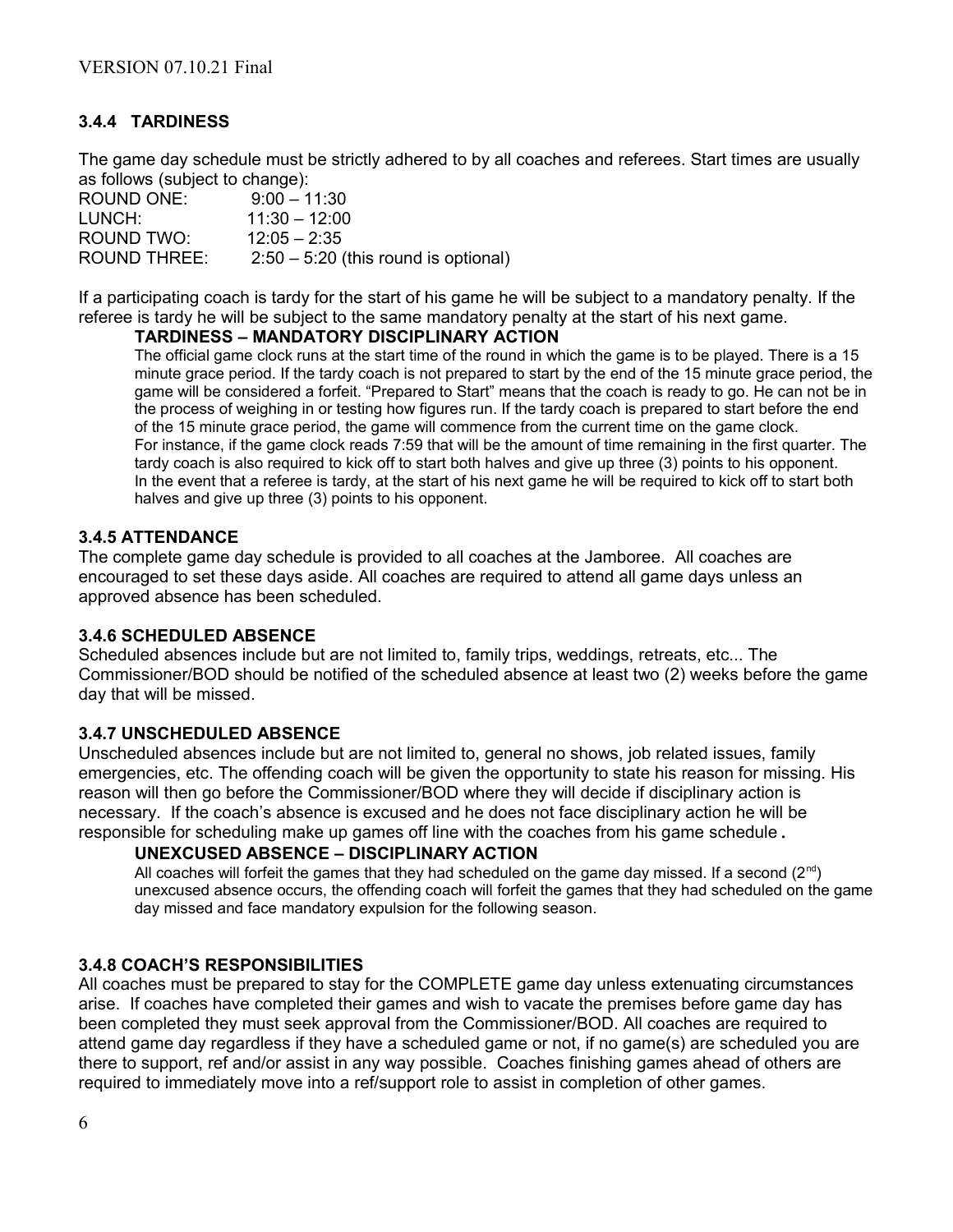### 3.4.4 TARDINESS

The game day schedule must be strictly adhered to by all coaches and referees. Start times are usually as follows (subject to change):

ROUND ONE: 9:00 – 11:30
LUNCH: 11:30 – 12:00
ROUND TWO: 12:05 – 2:35
ROUND THREE: 2:50 – 5:20 (this round is optional)

If a participating coach is tardy for the start of his game he will be subject to a mandatory penalty. If the referee is tardy he will be subject to the same mandatory penalty at the start of his next game.

**TARDINESS – MANDATORY DISCIPLINARY ACTION**

The official game clock runs at the start time of the round in which the game is to be played. There is a 15 minute grace period. If the tardy coach is not prepared to start by the end of the 15 minute grace period, the game will be considered a forfeit. "Prepared to Start" means that the coach is ready to go. He can not be in the process of weighing in or testing how figures run. If the tardy coach is prepared to start before the end of the 15 minute grace period, the game will commence from the current time on the game clock. For instance, if the game clock reads 7:59 that will be the amount of time remaining in the first quarter. The tardy coach is also required to kick off to start both halves and give up three (3) points to his opponent. In the event that a referee is tardy, at the start of his next game he will be required to kick off to start both halves and give up three (3) points to his opponent.

### 3.4.5 ATTENDANCE

The complete game day schedule is provided to all coaches at the Jamboree. All coaches are encouraged to set these days aside. All coaches are required to attend all game days unless an approved absence has been scheduled.

### 3.4.6 SCHEDULED ABSENCE

Scheduled absences include but are not limited to, family trips, weddings, retreats, etc... The Commissioner/BOD should be notified of the scheduled absence at least two (2) weeks before the game day that will be missed.

### 3.4.7 UNSCHEDULED ABSENCE

Unscheduled absences include but are not limited to, general no shows, job related issues, family emergencies, etc. The offending coach will be given the opportunity to state his reason for missing. His reason will then go before the Commissioner/BOD where they will decide if disciplinary action is necessary. If the coach's absence is excused and he does not face disciplinary action he will be responsible for scheduling make up games off line with the coaches from his game schedule.

**UNEXCUSED ABSENCE – DISCIPLINARY ACTION**

All coaches will forfeit the games that they had scheduled on the game day missed. If a second (2nd) unexcused absence occurs, the offending coach will forfeit the games that they had scheduled on the game day missed and face mandatory expulsion for the following season.

### 3.4.8 COACH'S RESPONSIBILITIES

All coaches must be prepared to stay for the COMPLETE game day unless extenuating circumstances arise. If coaches have completed their games and wish to vacate the premises before game day has been completed they must seek approval from the Commissioner/BOD. All coaches are required to attend game day regardless if they have a scheduled game or not, if no game(s) are scheduled you are there to support, ref and/or assist in any way possible. Coaches finishing games ahead of others are required to immediately move into a ref/support role to assist in completion of other games.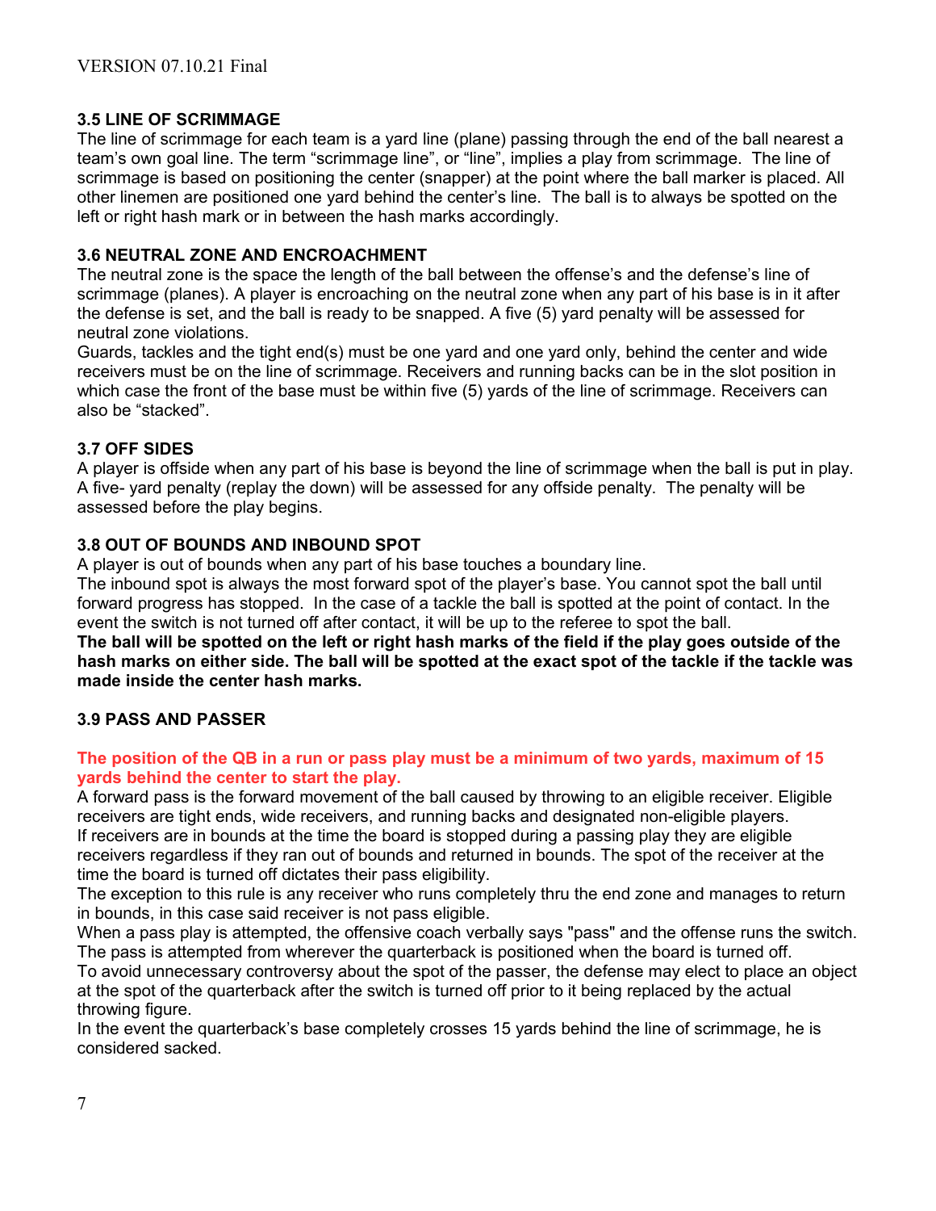### 3.5 LINE OF SCRIMMAGE

The line of scrimmage for each team is a yard line (plane) passing through the end of the ball nearest a team's own goal line. The term "scrimmage line", or "line", implies a play from scrimmage. The line of scrimmage is based on positioning the center (snapper) at the point where the ball marker is placed. All other linemen are positioned one yard behind the center's line. The ball is to always be spotted on the left or right hash mark or in between the hash marks accordingly.

### 3.6 NEUTRAL ZONE AND ENCROACHMENT

The neutral zone is the space the length of the ball between the offense's and the defense's line of scrimmage (planes). A player is encroaching on the neutral zone when any part of his base is in it after the defense is set, and the ball is ready to be snapped. A five (5) yard penalty will be assessed for neutral zone violations.

Guards, tackles and the tight end(s) must be one yard and one yard only, behind the center and wide receivers must be on the line of scrimmage. Receivers and running backs can be in the slot position in which case the front of the base must be within five (5) yards of the line of scrimmage. Receivers can also be "stacked".

### 3.7 OFF SIDES

A player is offside when any part of his base is beyond the line of scrimmage when the ball is put in play. A five- yard penalty (replay the down) will be assessed for any offside penalty. The penalty will be assessed before the play begins.

### 3.8 OUT OF BOUNDS AND INBOUND SPOT

A player is out of bounds when any part of his base touches a boundary line.

The inbound spot is always the most forward spot of the player's base. You cannot spot the ball until forward progress has stopped. In the case of a tackle the ball is spotted at the point of contact. In the event the switch is not turned off after contact, it will be up to the referee to spot the ball.

**The ball will be spotted on the left or right hash marks of the field if the play goes outside of the hash marks on either side. The ball will be spotted at the exact spot of the tackle if the tackle was made inside the center hash marks.**

### 3.9 PASS AND PASSER

**The position of the QB in a run or pass play must be a minimum of two yards, maximum of 15 yards behind the center to start the play.**

A forward pass is the forward movement of the ball caused by throwing to an eligible receiver. Eligible receivers are tight ends, wide receivers, and running backs and designated non-eligible players.

If receivers are in bounds at the time the board is stopped during a passing play they are eligible receivers regardless if they ran out of bounds and returned in bounds. The spot of the receiver at the time the board is turned off dictates their pass eligibility.

The exception to this rule is any receiver who runs completely thru the end zone and manages to return in bounds, in this case said receiver is not pass eligible.

When a pass play is attempted, the offensive coach verbally says "pass" and the offense runs the switch. The pass is attempted from wherever the quarterback is positioned when the board is turned off.

To avoid unnecessary controversy about the spot of the passer, the defense may elect to place an object at the spot of the quarterback after the switch is turned off prior to it being replaced by the actual throwing figure.

In the event the quarterback's base completely crosses 15 yards behind the line of scrimmage, he is considered sacked.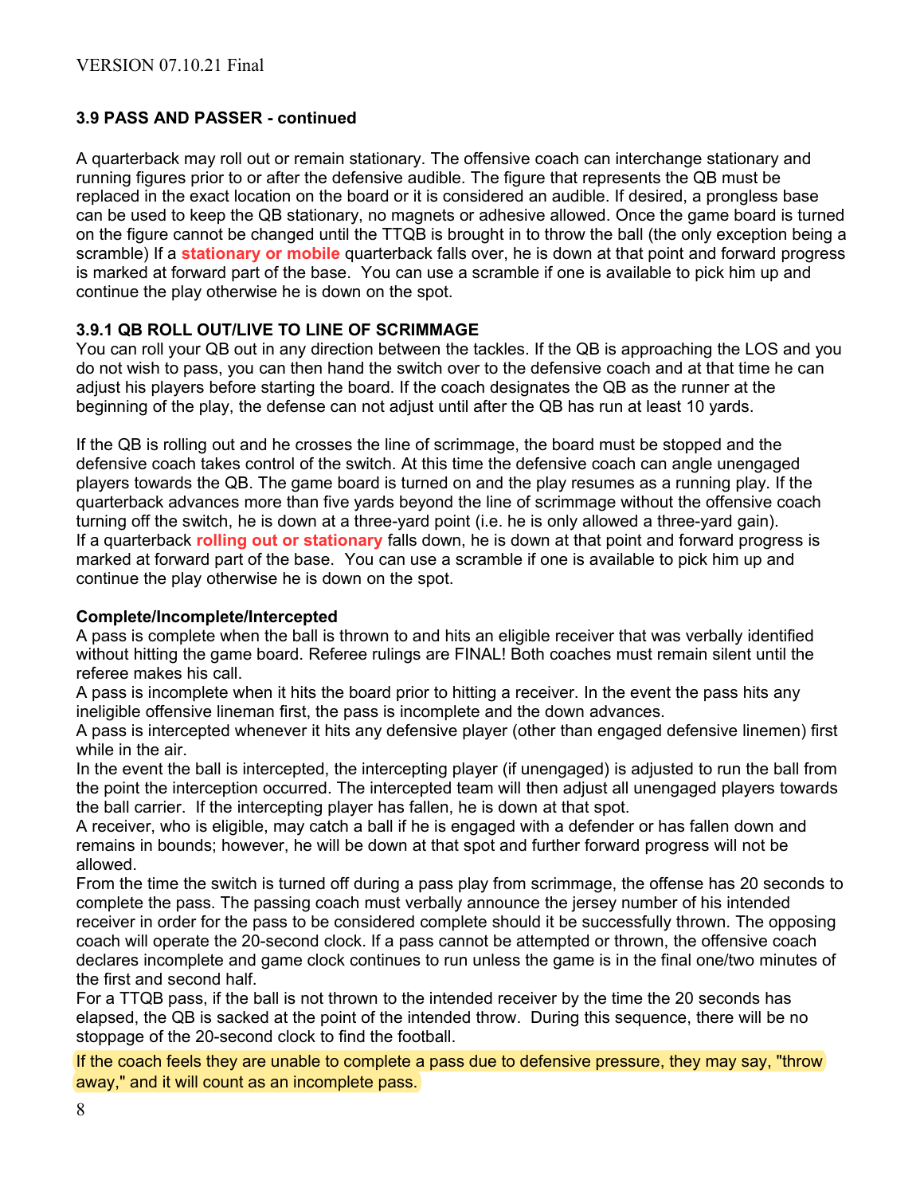**3.9 PASS AND PASSER - continued**

A quarterback may roll out or remain stationary. The offensive coach can interchange stationary and running figures prior to or after the defensive audible. The figure that represents the QB must be replaced in the exact location on the board or it is considered an audible. If desired, a pronglless base can be used to keep the QB stationary, no magnets or adhesive allowed. Once the game board is turned on the figure cannot be changed until the TTQB is brought in to throw the ball (the only exception being a scramble) If a **stationary or mobile** quarterback falls over, he is down at that point and forward progress is marked at forward part of the base. You can use a scramble if one is available to pick him up and continue the play otherwise he is down on the spot.

**3.9.1 QB ROLL OUT/LIVE TO LINE OF SCRIMMAGE**

You can roll your QB out in any direction between the tackles. If the QB is approaching the LOS and you do not wish to pass, you can then hand the switch over to the defensive coach and at that time he can adjust his players before starting the board. If the coach designates the QB as the runner at the beginning of the play, the defense can not adjust until after the QB has run at least 10 yards.

If the QB is rolling out and he crosses the line of scrimmage, the board must be stopped and the defensive coach takes control of the switch. At this time the defensive coach can angle unengaged players towards the QB. The game board is turned on and the play resumes as a running play. If the quarterback advances more than five yards beyond the line of scrimmage without the offensive coach turning off the switch, he is down at a three-yard point (i.e. he is only allowed a three-yard gain). If a quarterback **rolling out or stationary** falls down, he is down at that point and forward progress is marked at forward part of the base. You can use a scramble if one is available to pick him up and continue the play otherwise he is down on the spot.

**Complete/Incomplete/Intercepted**

A pass is complete when the ball is thrown to and hits an eligible receiver that was verbally identified without hitting the game board. Referee rulings are FINAL! Both coaches must remain silent until the referee makes his call.

A pass is incomplete when it hits the board prior to hitting a receiver. In the event the pass hits any ineligible offensive lineman first, the pass is incomplete and the down advances.

A pass is intercepted whenever it hits any defensive player (other than engaged defensive linemen) first while in the air.

In the event the ball is intercepted, the intercepting player (if unengaged) is adjusted to run the ball from the point the interception occurred. The intercepted team will then adjust all unengaged players towards the ball carrier. If the intercepting player has fallen, he is down at that spot.

A receiver, who is eligible, may catch a ball if he is engaged with a defender or has fallen down and remains in bounds; however, he will be down at that spot and further forward progress will not be allowed.

From the time the switch is turned off during a pass play from scrimmage, the offense has 20 seconds to complete the pass. The passing coach must verbally announce the jersey number of his intended receiver in order for the pass to be considered complete should it be successfully thrown. The opposing coach will operate the 20-second clock. If a pass cannot be attempted or thrown, the offensive coach declares incomplete and game clock continues to run unless the game is in the final one/two minutes of the first and second half.

For a TTQB pass, if the ball is not thrown to the intended receiver by the time the 20 seconds has elapsed, the QB is sacked at the point of the intended throw. During this sequence, there will be no stoppage of the 20-second clock to find the football.

If the coach feels they are unable to complete a pass due to defensive pressure, they may say, "throw away," and it will count as an incomplete pass.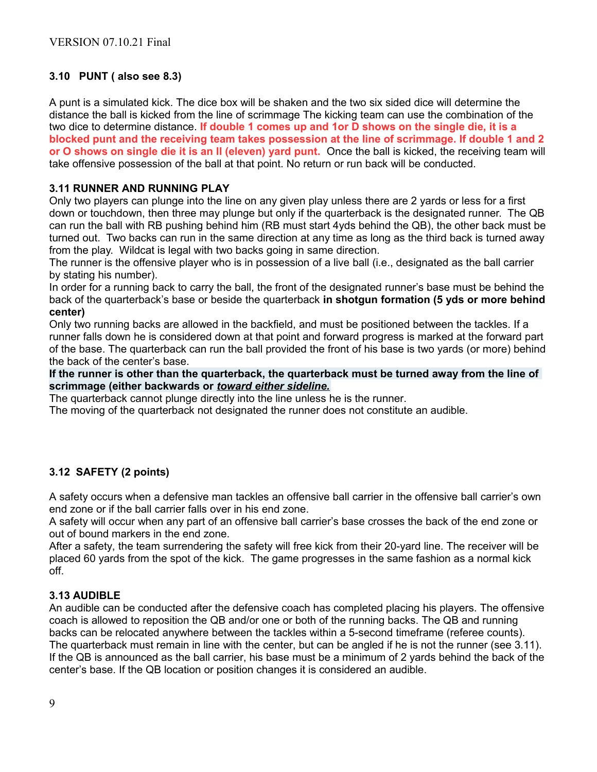### 3.10 PUNT ( also see 8.3)

A punt is a simulated kick. The dice box will be shaken and the two six sided dice will determine the distance the ball is kicked from the line of scrimmage The kicking team can use the combination of the two dice to determine distance. **If double 1 comes up and 1or D shows on the single die, it is a blocked punt and the receiving team takes possession at the line of scrimmage. If double 1 and 2 or O shows on single die it is an II (eleven) yard punt.** Once the ball is kicked, the receiving team will take offensive possession of the ball at that point. No return or run back will be conducted.

### 3.11 RUNNER AND RUNNING PLAY

Only two players can plunge into the line on any given play unless there are 2 yards or less for a first down or touchdown, then three may plunge but only if the quarterback is the designated runner. The QB can run the ball with RB pushing behind him (RB must start 4yds behind the QB), the other back must be turned out. Two backs can run in the same direction at any time as long as the third back is turned away from the play. Wildcat is legal with two backs going in same direction.

The runner is the offensive player who is in possession of a live ball (i.e., designated as the ball carrier by stating his number).

In order for a running back to carry the ball, the front of the designated runner's base must be behind the back of the quarterback's base or beside the quarterback **in shotgun formation (5 yds or more behind center)**

Only two running backs are allowed in the backfield, and must be positioned between the tackles. If a runner falls down he is considered down at that point and forward progress is marked at the forward part of the base. The quarterback can run the ball provided the front of his base is two yards (or more) behind the back of the center's base.

**If the runner is other than the quarterback, the quarterback must be turned away from the line of scrimmage (either backwards or *toward either sideline.***

The quarterback cannot plunge directly into the line unless he is the runner.

The moving of the quarterback not designated the runner does not constitute an audible.

### 3.12 SAFETY (2 points)

A safety occurs when a defensive man tackles an offensive ball carrier in the offensive ball carrier's own end zone or if the ball carrier falls over in his end zone.

A safety will occur when any part of an offensive ball carrier's base crosses the back of the end zone or out of bound markers in the end zone.

After a safety, the team surrendering the safety will free kick from their 20-yard line. The receiver will be placed 60 yards from the spot of the kick. The game progresses in the same fashion as a normal kick off.

### 3.13 AUDIBLE

An audible can be conducted after the defensive coach has completed placing his players. The offensive coach is allowed to reposition the QB and/or one or both of the running backs. The QB and running backs can be relocated anywhere between the tackles within a 5-second timeframe (referee counts). The quarterback must remain in line with the center, but can be angled if he is not the runner (see 3.11). If the QB is announced as the ball carrier, his base must be a minimum of 2 yards behind the back of the center's base. If the QB location or position changes it is considered an audible.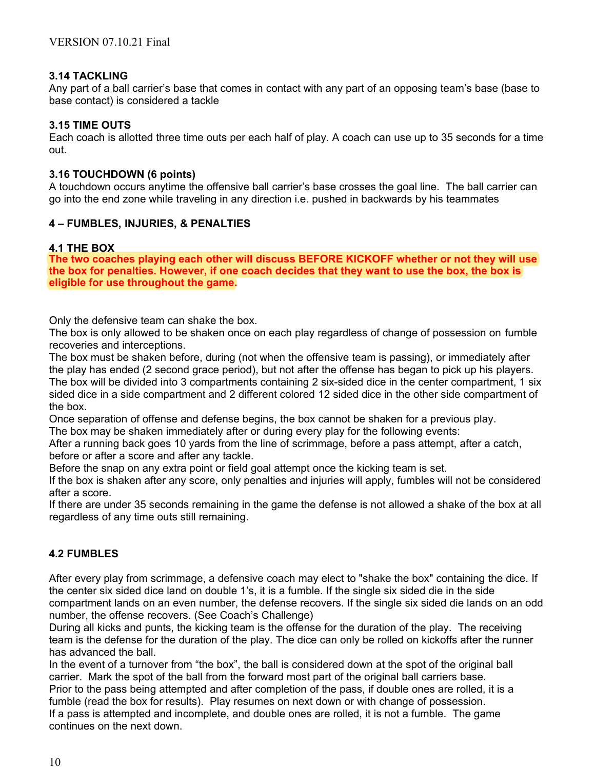### 3.14 TACKLING

Any part of a ball carrier's base that comes in contact with any part of an opposing team's base (base to base contact) is considered a tackle

### 3.15 TIME OUTS

Each coach is allotted three time outs per each half of play. A coach can use up to 35 seconds for a time out.

### 3.16 TOUCHDOWN (6 points)

A touchdown occurs anytime the offensive ball carrier's base crosses the goal line. The ball carrier can go into the end zone while traveling in any direction i.e. pushed in backwards by his teammates

## 4 – FUMBLES, INJURIES, & PENALTIES

### 4.1 THE BOX

**The two coaches playing each other will discuss BEFORE KICKOFF whether or not they will use the box for penalties. However, if one coach decides that they want to use the box, the box is eligible for use throughout the game.**

Only the defensive team can shake the box.
The box is only allowed to be shaken once on each play regardless of change of possession on fumble recoveries and interceptions.
The box must be shaken before, during (not when the offensive team is passing), or immediately after the play has ended (2 second grace period), but not after the offense has began to pick up his players.
The box will be divided into 3 compartments containing 2 six-sided dice in the center compartment, 1 six sided dice in a side compartment and 2 different colored 12 sided dice in the other side compartment of the box.
Once separation of offense and defense begins, the box cannot be shaken for a previous play.
The box may be shaken immediately after or during every play for the following events:
After a running back goes 10 yards from the line of scrimmage, before a pass attempt, after a catch, before or after a score and after any tackle.
Before the snap on any extra point or field goal attempt once the kicking team is set.
If the box is shaken after any score, only penalties and injuries will apply, fumbles will not be considered after a score.
If there are under 35 seconds remaining in the game the defense is not allowed a shake of the box at all regardless of any time outs still remaining.

### 4.2 FUMBLES

After every play from scrimmage, a defensive coach may elect to "shake the box" containing the dice. If the center six sided dice land on double 1's, it is a fumble. If the single six sided die in the side compartment lands on an even number, the defense recovers. If the single six sided die lands on an odd number, the offense recovers. (See Coach's Challenge)
During all kicks and punts, the kicking team is the offense for the duration of the play. The receiving team is the defense for the duration of the play. The dice can only be rolled on kickoffs after the runner has advanced the ball.
In the event of a turnover from "the box", the ball is considered down at the spot of the original ball carrier. Mark the spot of the ball from the forward most part of the original ball carriers base.
Prior to the pass being attempted and after completion of the pass, if double ones are rolled, it is a fumble (read the box for results). Play resumes on next down or with change of possession.
If a pass is attempted and incomplete, and double ones are rolled, it is not a fumble. The game continues on the next down.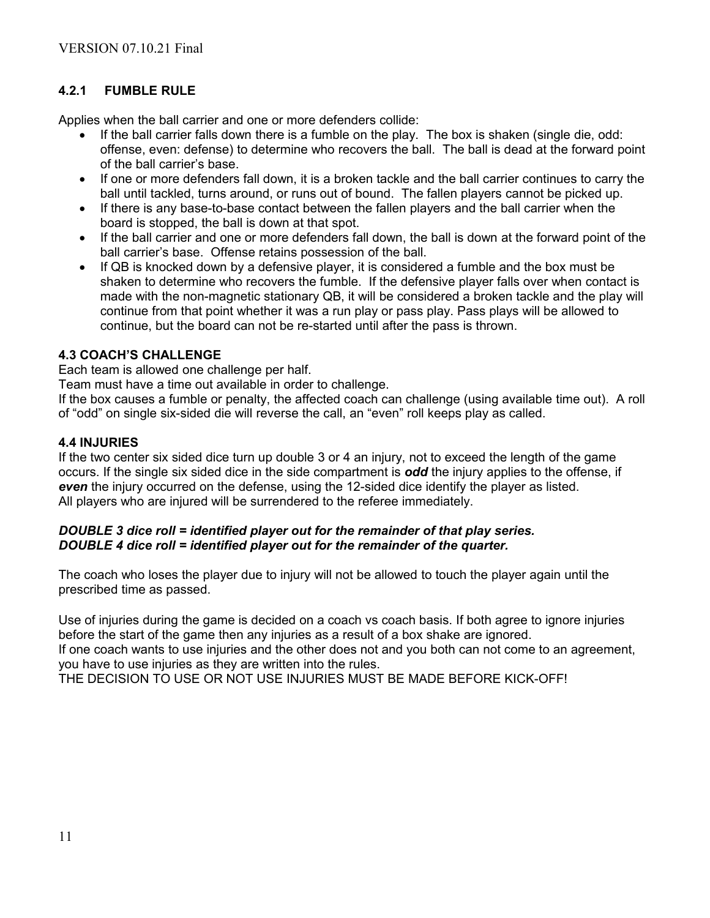### 4.2.1 FUMBLE RULE

Applies when the ball carrier and one or more defenders collide:

- If the ball carrier falls down there is a fumble on the play. The box is shaken (single die, odd: offense, even: defense) to determine who recovers the ball. The ball is dead at the forward point of the ball carrier's base.
- If one or more defenders fall down, it is a broken tackle and the ball carrier continues to carry the ball until tackled, turns around, or runs out of bound. The fallen players cannot be picked up.
- If there is any base-to-base contact between the fallen players and the ball carrier when the board is stopped, the ball is down at that spot.
- If the ball carrier and one or more defenders fall down, the ball is down at the forward point of the ball carrier's base. Offense retains possession of the ball.
- If QB is knocked down by a defensive player, it is considered a fumble and the box must be shaken to determine who recovers the fumble. If the defensive player falls over when contact is made with the non-magnetic stationary QB, it will be considered a broken tackle and the play will continue from that point whether it was a run play or pass play. Pass plays will be allowed to continue, but the board can not be re-started until after the pass is thrown.

### 4.3 COACH'S CHALLENGE

Each team is allowed one challenge per half.
Team must have a time out available in order to challenge.
If the box causes a fumble or penalty, the affected coach can challenge (using available time out). A roll of "odd" on single six-sided die will reverse the call, an "even" roll keeps play as called.

### 4.4 INJURIES

If the two center six sided dice turn up double 3 or 4 an injury, not to exceed the length of the game occurs. If the single six sided dice in the side compartment is ***odd*** the injury applies to the offense, if ***even*** the injury occurred on the defense, using the 12-sided dice identify the player as listed.
All players who are injured will be surrendered to the referee immediately.

***DOUBLE 3 dice roll = identified player out for the remainder of that play series.***
***DOUBLE 4 dice roll = identified player out for the remainder of the quarter.***

The coach who loses the player due to injury will not be allowed to touch the player again until the prescribed time as passed.

Use of injuries during the game is decided on a coach vs coach basis. If both agree to ignore injuries before the start of the game then any injuries as a result of a box shake are ignored.
If one coach wants to use injuries and the other does not and you both can not come to an agreement, you have to use injuries as they are written into the rules.
THE DECISION TO USE OR NOT USE INJURIES MUST BE MADE BEFORE KICK-OFF!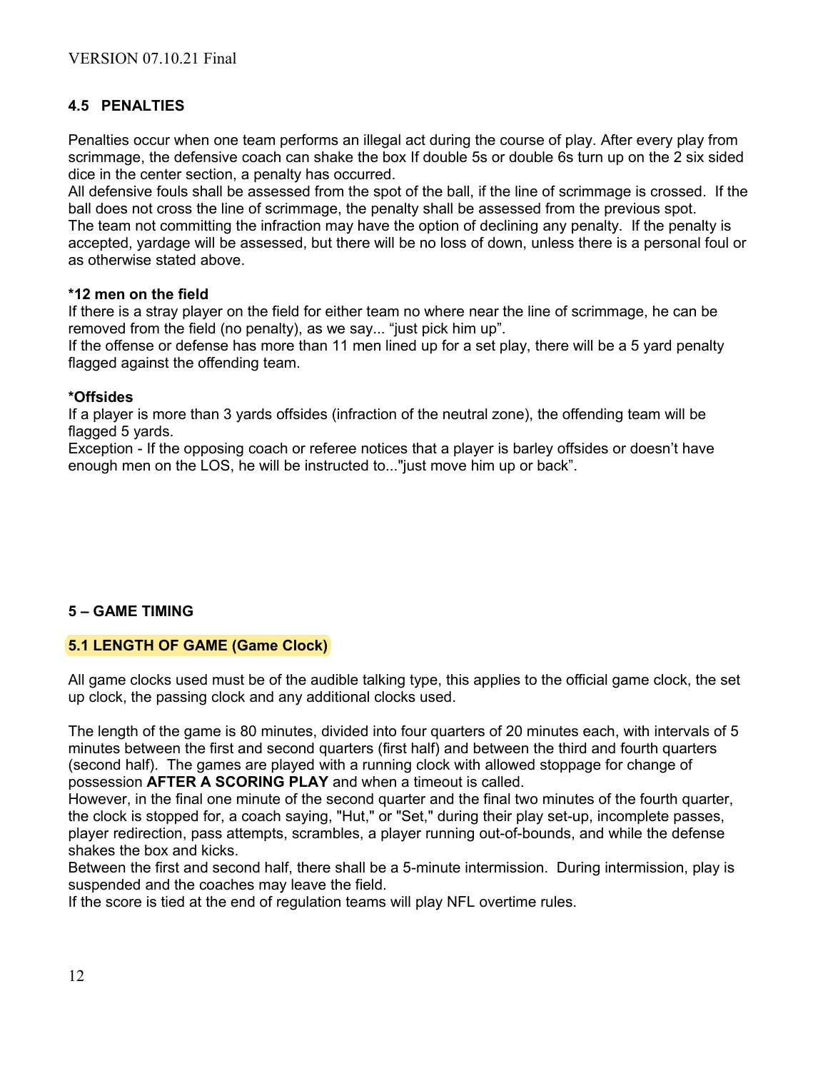### 4.5 PENALTIES

Penalties occur when one team performs an illegal act during the course of play. After every play from scrimmage, the defensive coach can shake the box If double 5s or double 6s turn up on the 2 six sided dice in the center section, a penalty has occurred.
All defensive fouls shall be assessed from the spot of the ball, if the line of scrimmage is crossed. If the ball does not cross the line of scrimmage, the penalty shall be assessed from the previous spot.
The team not committing the infraction may have the option of declining any penalty. If the penalty is accepted, yardage will be assessed, but there will be no loss of down, unless there is a personal foul or as otherwise stated above.

**\*12 men on the field**
If there is a stray player on the field for either team no where near the line of scrimmage, he can be removed from the field (no penalty), as we say... "just pick him up".
If the offense or defense has more than 11 men lined up for a set play, there will be a 5 yard penalty flagged against the offending team.

**\*Offsides**
If a player is more than 3 yards offsides (infraction of the neutral zone), the offending team will be flagged 5 yards.
Exception - If the opposing coach or referee notices that a player is barley offsides or doesn't have enough men on the LOS, he will be instructed to..."just move him up or back".

## 5 – GAME TIMING

### 5.1 LENGTH OF GAME (Game Clock)

All game clocks used must be of the audible talking type, this applies to the official game clock, the set up clock, the passing clock and any additional clocks used.

The length of the game is 80 minutes, divided into four quarters of 20 minutes each, with intervals of 5 minutes between the first and second quarters (first half) and between the third and fourth quarters (second half). The games are played with a running clock with allowed stoppage for change of possession **AFTER A SCORING PLAY** and when a timeout is called.
However, in the final one minute of the second quarter and the final two minutes of the fourth quarter, the clock is stopped for, a coach saying, "Hut," or "Set," during their play set-up, incomplete passes, player redirection, pass attempts, scrambles, a player running out-of-bounds, and while the defense shakes the box and kicks.
Between the first and second half, there shall be a 5-minute intermission. During intermission, play is suspended and the coaches may leave the field.
If the score is tied at the end of regulation teams will play NFL overtime rules.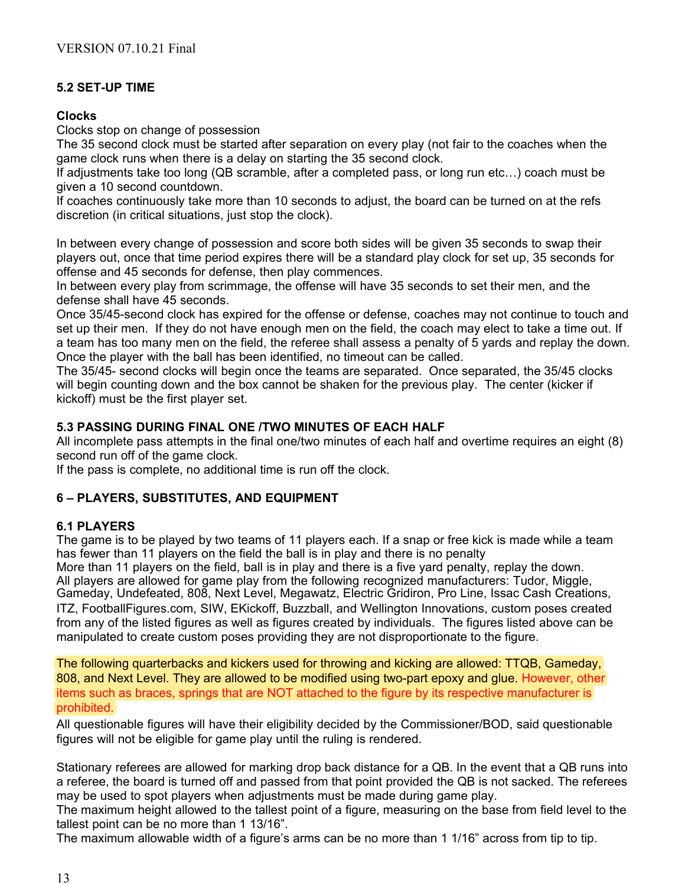VERSION 07.10.21 Final

### 5.2 SET-UP TIME

**Clocks**

Clocks stop on change of possession
The 35 second clock must be started after separation on every play (not fair to the coaches when the game clock runs when there is a delay on starting the 35 second clock.
If adjustments take too long (QB scramble, after a completed pass, or long run etc…) coach must be given a 10 second countdown.
If coaches continuously take more than 10 seconds to adjust, the board can be turned on at the refs discretion (in critical situations, just stop the clock).

In between every change of possession and score both sides will be given 35 seconds to swap their players out, once that time period expires there will be a standard play clock for set up, 35 seconds for offense and 45 seconds for defense, then play commences.
In between every play from scrimmage, the offense will have 35 seconds to set their men, and the defense shall have 45 seconds.
Once 35/45-second clock has expired for the offense or defense, coaches may not continue to touch and set up their men. If they do not have enough men on the field, the coach may elect to take a time out. If a team has too many men on the field, the referee shall assess a penalty of 5 yards and replay the down. Once the player with the ball has been identified, no timeout can be called.
The 35/45- second clocks will begin once the teams are separated. Once separated, the 35/45 clocks will begin counting down and the box cannot be shaken for the previous play. The center (kicker if kickoff) must be the first player set.

### 5.3 PASSING DURING FINAL ONE /TWO MINUTES OF EACH HALF

All incomplete pass attempts in the final one/two minutes of each half and overtime requires an eight (8) second run off of the game clock.
If the pass is complete, no additional time is run off the clock.

## 6 – PLAYERS, SUBSTITUTES, AND EQUIPMENT

### 6.1 PLAYERS

The game is to be played by two teams of 11 players each. If a snap or free kick is made while a team has fewer than 11 players on the field the ball is in play and there is no penalty
More than 11 players on the field, ball is in play and there is a five yard penalty, replay the down.
All players are allowed for game play from the following recognized manufacturers: Tudor, Miggle, Gameday, Undefeated, 808, Next Level, Megawatz, Electric Gridiron, Pro Line, Issac Cash Creations, ITZ, FootballFigures.com, SIW, EKickoff, Buzzball, and Wellington Innovations, custom poses created from any of the listed figures as well as figures created by individuals. The figures listed above can be manipulated to create custom poses providing they are not disproportionate to the figure.

The following quarterbacks and kickers used for throwing and kicking are allowed: TTQB, Gameday, 808, and Next Level. They are allowed to be modified using two-part epoxy and glue. However, other items such as braces, springs that are NOT attached to the figure by its respective manufacturer is prohibited.

All questionable figures will have their eligibility decided by the Commissioner/BOD, said questionable figures will not be eligible for game play until the ruling is rendered.

Stationary referees are allowed for marking drop back distance for a QB. In the event that a QB runs into a referee, the board is turned off and passed from that point provided the QB is not sacked. The referees may be used to spot players when adjustments must be made during game play.
The maximum height allowed to the tallest point of a figure, measuring on the base from field level to the tallest point can be no more than 1 13/16".
The maximum allowable width of a figure's arms can be no more than 1 1/16" across from tip to tip.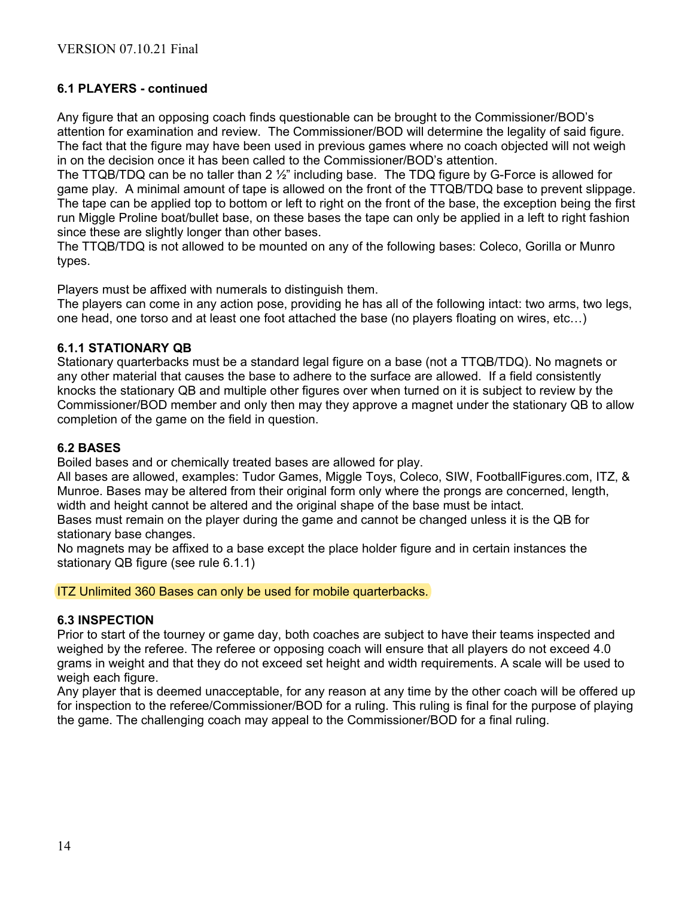### 6.1 PLAYERS - continued

Any figure that an opposing coach finds questionable can be brought to the Commissioner/BOD's attention for examination and review. The Commissioner/BOD will determine the legality of said figure. The fact that the figure may have been used in previous games where no coach objected will not weigh in on the decision once it has been called to the Commissioner/BOD's attention.
The TTQB/TDQ can be no taller than 2 ½" including base. The TDQ figure by G-Force is allowed for game play. A minimal amount of tape is allowed on the front of the TTQB/TDQ base to prevent slippage. The tape can be applied top to bottom or left to right on the front of the base, the exception being the first run Miggle Proline boat/bullet base, on these bases the tape can only be applied in a left to right fashion since these are slightly longer than other bases.
The TTQB/TDQ is not allowed to be mounted on any of the following bases: Coleco, Gorilla or Munro types.

Players must be affixed with numerals to distinguish them.
The players can come in any action pose, providing he has all of the following intact: two arms, two legs, one head, one torso and at least one foot attached the base (no players floating on wires, etc…)

### 6.1.1 STATIONARY QB

Stationary quarterbacks must be a standard legal figure on a base (not a TTQB/TDQ). No magnets or any other material that causes the base to adhere to the surface are allowed. If a field consistently knocks the stationary QB and multiple other figures over when turned on it is subject to review by the Commissioner/BOD member and only then may they approve a magnet under the stationary QB to allow completion of the game on the field in question.

### 6.2 BASES

Boiled bases and or chemically treated bases are allowed for play.
All bases are allowed, examples: Tudor Games, Miggle Toys, Coleco, SIW, FootballFigures.com, ITZ, & Munroe. Bases may be altered from their original form only where the prongs are concerned, length, width and height cannot be altered and the original shape of the base must be intact.
Bases must remain on the player during the game and cannot be changed unless it is the QB for stationary base changes.
No magnets may be affixed to a base except the place holder figure and in certain instances the stationary QB figure (see rule 6.1.1)

ITZ Unlimited 360 Bases can only be used for mobile quarterbacks.

### 6.3 INSPECTION

Prior to start of the tourney or game day, both coaches are subject to have their teams inspected and weighed by the referee. The referee or opposing coach will ensure that all players do not exceed 4.0 grams in weight and that they do not exceed set height and width requirements. A scale will be used to weigh each figure.
Any player that is deemed unacceptable, for any reason at any time by the other coach will be offered up for inspection to the referee/Commissioner/BOD for a ruling. This ruling is final for the purpose of playing the game. The challenging coach may appeal to the Commissioner/BOD for a final ruling.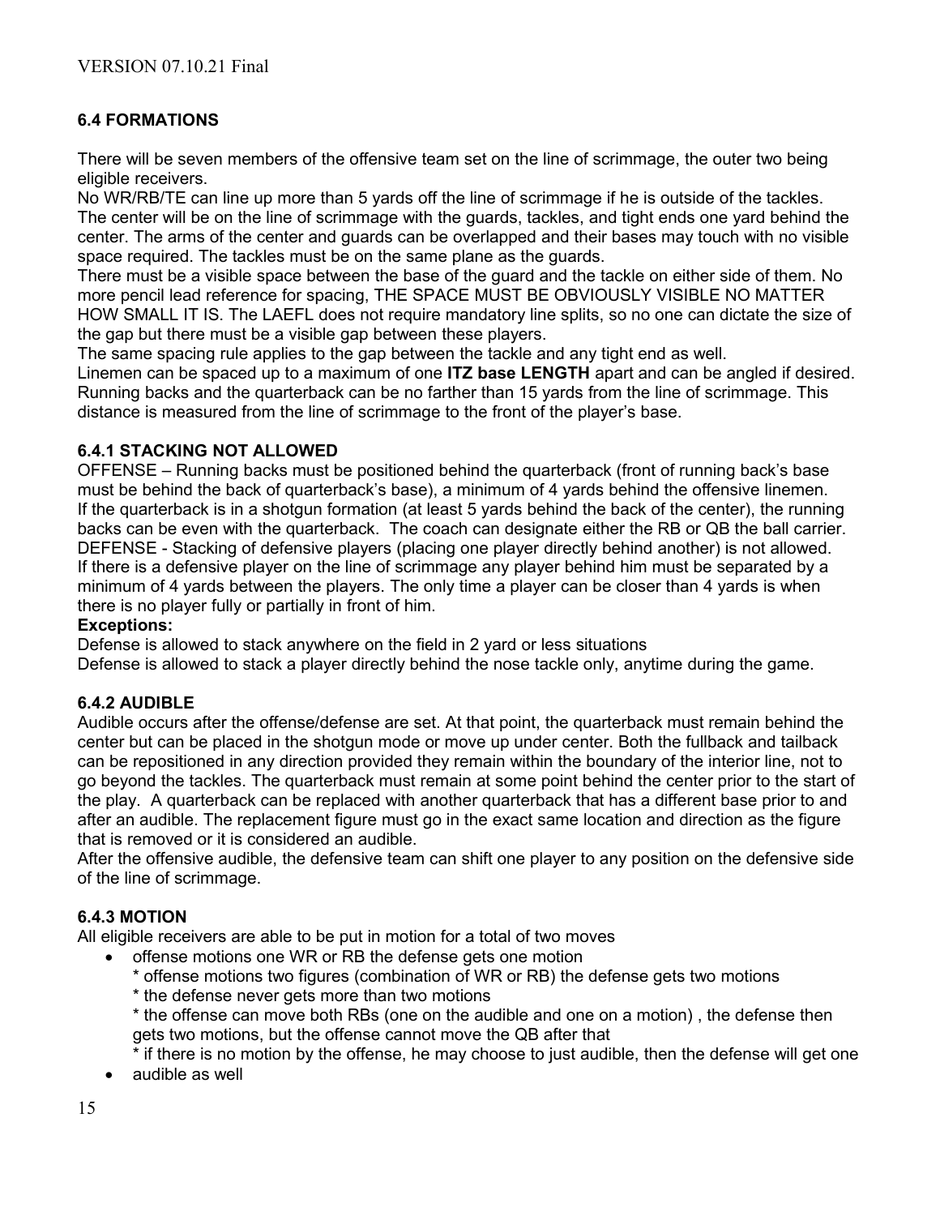### 6.4 FORMATIONS

There will be seven members of the offensive team set on the line of scrimmage, the outer two being eligible receivers.
No WR/RB/TE can line up more than 5 yards off the line of scrimmage if he is outside of the tackles.
The center will be on the line of scrimmage with the guards, tackles, and tight ends one yard behind the center. The arms of the center and guards can be overlapped and their bases may touch with no visible space required. The tackles must be on the same plane as the guards.
There must be a visible space between the base of the guard and the tackle on either side of them. No more pencil lead reference for spacing, THE SPACE MUST BE OBVIOUSLY VISIBLE NO MATTER HOW SMALL IT IS. The LAEFL does not require mandatory line splits, so no one can dictate the size of the gap but there must be a visible gap between these players.
The same spacing rule applies to the gap between the tackle and any tight end as well.
Linemen can be spaced up to a maximum of one **ITZ base LENGTH** apart and can be angled if desired.
Running backs and the quarterback can be no farther than 15 yards from the line of scrimmage. This distance is measured from the line of scrimmage to the front of the player's base.

#### 6.4.1 STACKING NOT ALLOWED

OFFENSE – Running backs must be positioned behind the quarterback (front of running back's base must be behind the back of quarterback's base), a minimum of 4 yards behind the offensive linemen. If the quarterback is in a shotgun formation (at least 5 yards behind the back of the center), the running backs can be even with the quarterback. The coach can designate either the RB or QB the ball carrier.
DEFENSE - Stacking of defensive players (placing one player directly behind another) is not allowed. If there is a defensive player on the line of scrimmage any player behind him must be separated by a minimum of 4 yards between the players. The only time a player can be closer than 4 yards is when there is no player fully or partially in front of him.

**Exceptions:**

Defense is allowed to stack anywhere on the field in 2 yard or less situations
Defense is allowed to stack a player directly behind the nose tackle only, anytime during the game.

#### 6.4.2 AUDIBLE

Audible occurs after the offense/defense are set. At that point, the quarterback must remain behind the center but can be placed in the shotgun mode or move up under center. Both the fullback and tailback can be repositioned in any direction provided they remain within the boundary of the interior line, not to go beyond the tackles. The quarterback must remain at some point behind the center prior to the start of the play. A quarterback can be replaced with another quarterback that has a different base prior to and after an audible. The replacement figure must go in the exact same location and direction as the figure that is removed or it is considered an audible.
After the offensive audible, the defensive team can shift one player to any position on the defensive side of the line of scrimmage.

#### 6.4.3 MOTION

All eligible receivers are able to be put in motion for a total of two moves

- offense motions one WR or RB the defense gets one motion
  * offense motions two figures (combination of WR or RB) the defense gets two motions
  * the defense never gets more than two motions
  * the offense can move both RBs (one on the audible and one on a motion) , the defense then gets two motions, but the offense cannot move the QB after that
  * if there is no motion by the offense, he may choose to just audible, then the defense will get one
- audible as well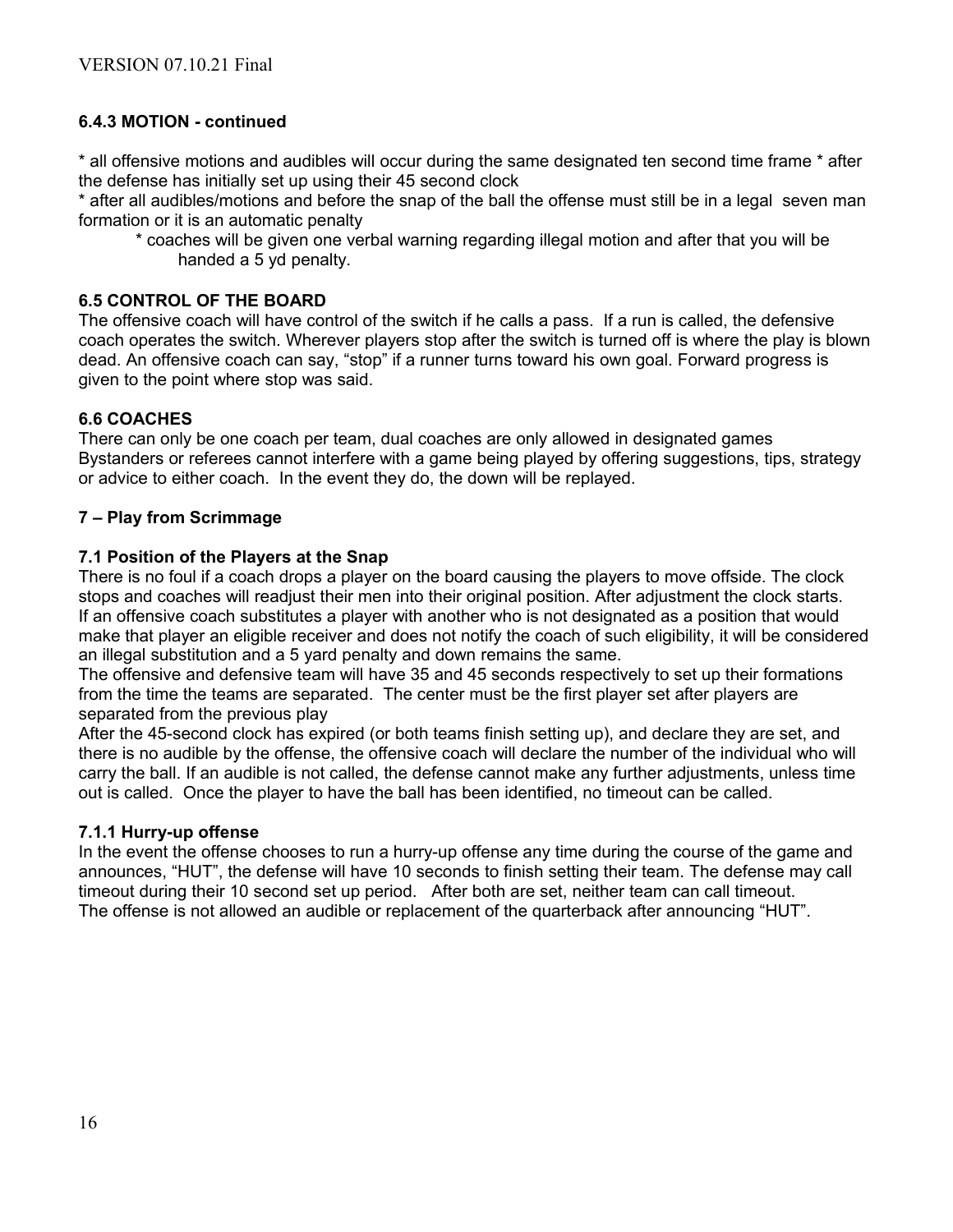### 6.4.3 MOTION - continued

* all offensive motions and audibles will occur during the same designated ten second time frame * after the defense has initially set up using their 45 second clock

* after all audibles/motions and before the snap of the ball the offense must still be in a legal seven man formation or it is an automatic penalty

    * coaches will be given one verbal warning regarding illegal motion and after that you will be handed a 5 yd penalty.

### 6.5 CONTROL OF THE BOARD

The offensive coach will have control of the switch if he calls a pass. If a run is called, the defensive coach operates the switch. Wherever players stop after the switch is turned off is where the play is blown dead. An offensive coach can say, "stop" if a runner turns toward his own goal. Forward progress is given to the point where stop was said.

### 6.6 COACHES

There can only be one coach per team, dual coaches are only allowed in designated games Bystanders or referees cannot interfere with a game being played by offering suggestions, tips, strategy or advice to either coach. In the event they do, the down will be replayed.

## 7 – Play from Scrimmage

### 7.1 Position of the Players at the Snap

There is no foul if a coach drops a player on the board causing the players to move offside. The clock stops and coaches will readjust their men into their original position. After adjustment the clock starts. If an offensive coach substitutes a player with another who is not designated as a position that would make that player an eligible receiver and does not notify the coach of such eligibility, it will be considered an illegal substitution and a 5 yard penalty and down remains the same.

The offensive and defensive team will have 35 and 45 seconds respectively to set up their formations from the time the teams are separated. The center must be the first player set after players are separated from the previous play

After the 45-second clock has expired (or both teams finish setting up), and declare they are set, and there is no audible by the offense, the offensive coach will declare the number of the individual who will carry the ball. If an audible is not called, the defense cannot make any further adjustments, unless time out is called. Once the player to have the ball has been identified, no timeout can be called.

### 7.1.1 Hurry-up offense

In the event the offense chooses to run a hurry-up offense any time during the course of the game and announces, "HUT", the defense will have 10 seconds to finish setting their team. The defense may call timeout during their 10 second set up period. After both are set, neither team can call timeout.

The offense is not allowed an audible or replacement of the quarterback after announcing "HUT".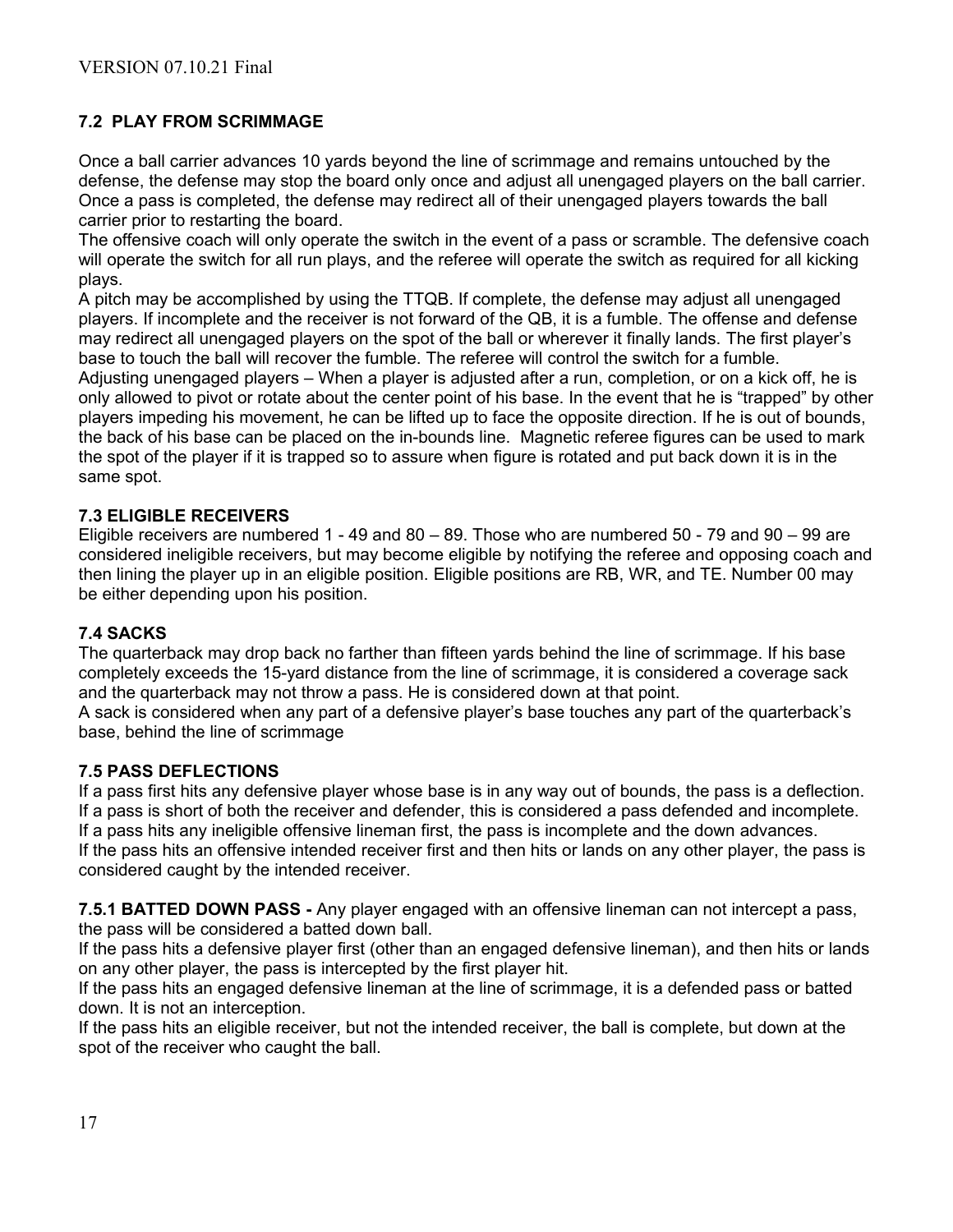### 7.2 PLAY FROM SCRIMMAGE

Once a ball carrier advances 10 yards beyond the line of scrimmage and remains untouched by the defense, the defense may stop the board only once and adjust all unengaged players on the ball carrier. Once a pass is completed, the defense may redirect all of their unengaged players towards the ball carrier prior to restarting the board.

The offensive coach will only operate the switch in the event of a pass or scramble. The defensive coach will operate the switch for all run plays, and the referee will operate the switch as required for all kicking plays.

A pitch may be accomplished by using the TTQB. If complete, the defense may adjust all unengaged players. If incomplete and the receiver is not forward of the QB, it is a fumble. The offense and defense may redirect all unengaged players on the spot of the ball or wherever it finally lands. The first player's base to touch the ball will recover the fumble. The referee will control the switch for a fumble.

Adjusting unengaged players – When a player is adjusted after a run, completion, or on a kick off, he is only allowed to pivot or rotate about the center point of his base. In the event that he is "trapped" by other players impeding his movement, he can be lifted up to face the opposite direction. If he is out of bounds, the back of his base can be placed on the in-bounds line. Magnetic referee figures can be used to mark the spot of the player if it is trapped so to assure when figure is rotated and put back down it is in the same spot.

### 7.3 ELIGIBLE RECEIVERS

Eligible receivers are numbered 1 - 49 and 80 – 89. Those who are numbered 50 - 79 and 90 – 99 are considered ineligible receivers, but may become eligible by notifying the referee and opposing coach and then lining the player up in an eligible position. Eligible positions are RB, WR, and TE. Number 00 may be either depending upon his position.

### 7.4 SACKS

The quarterback may drop back no farther than fifteen yards behind the line of scrimmage. If his base completely exceeds the 15-yard distance from the line of scrimmage, it is considered a coverage sack and the quarterback may not throw a pass. He is considered down at that point.

A sack is considered when any part of a defensive player's base touches any part of the quarterback's base, behind the line of scrimmage

### 7.5 PASS DEFLECTIONS

If a pass first hits any defensive player whose base is in any way out of bounds, the pass is a deflection.
If a pass is short of both the receiver and defender, this is considered a pass defended and incomplete.
If a pass hits any ineligible offensive lineman first, the pass is incomplete and the down advances.
If the pass hits an offensive intended receiver first and then hits or lands on any other player, the pass is considered caught by the intended receiver.

**7.5.1 BATTED DOWN PASS -** Any player engaged with an offensive lineman can not intercept a pass, the pass will be considered a batted down ball.

If the pass hits a defensive player first (other than an engaged defensive lineman), and then hits or lands on any other player, the pass is intercepted by the first player hit.

If the pass hits an engaged defensive lineman at the line of scrimmage, it is a defended pass or batted down. It is not an interception.

If the pass hits an eligible receiver, but not the intended receiver, the ball is complete, but down at the spot of the receiver who caught the ball.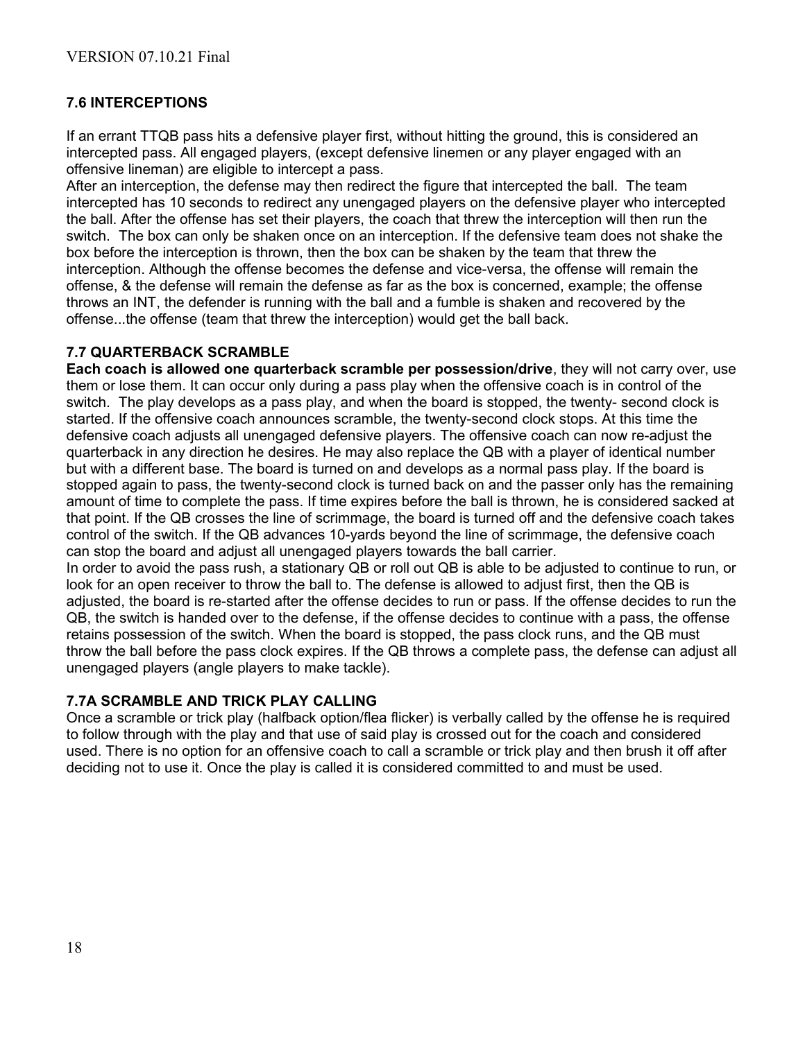### 7.6 INTERCEPTIONS

If an errant TTQB pass hits a defensive player first, without hitting the ground, this is considered an intercepted pass. All engaged players, (except defensive linemen or any player engaged with an offensive lineman) are eligible to intercept a pass.
After an interception, the defense may then redirect the figure that intercepted the ball. The team intercepted has 10 seconds to redirect any unengaged players on the defensive player who intercepted the ball. After the offense has set their players, the coach that threw the interception will then run the switch. The box can only be shaken once on an interception. If the defensive team does not shake the box before the interception is thrown, then the box can be shaken by the team that threw the interception. Although the offense becomes the defense and vice-versa, the offense will remain the offense, & the defense will remain the defense as far as the box is concerned, example; the offense throws an INT, the defender is running with the ball and a fumble is shaken and recovered by the offense...the offense (team that threw the interception) would get the ball back.

### 7.7 QUARTERBACK SCRAMBLE

**Each coach is allowed one quarterback scramble per possession/drive**, they will not carry over, use them or lose them. It can occur only during a pass play when the offensive coach is in control of the switch. The play develops as a pass play, and when the board is stopped, the twenty- second clock is started. If the offensive coach announces scramble, the twenty-second clock stops. At this time the defensive coach adjusts all unengaged defensive players. The offensive coach can now re-adjust the quarterback in any direction he desires. He may also replace the QB with a player of identical number but with a different base. The board is turned on and develops as a normal pass play. If the board is stopped again to pass, the twenty-second clock is turned back on and the passer only has the remaining amount of time to complete the pass. If time expires before the ball is thrown, he is considered sacked at that point. If the QB crosses the line of scrimmage, the board is turned off and the defensive coach takes control of the switch. If the QB advances 10-yards beyond the line of scrimmage, the defensive coach can stop the board and adjust all unengaged players towards the ball carrier.
In order to avoid the pass rush, a stationary QB or roll out QB is able to be adjusted to continue to run, or look for an open receiver to throw the ball to. The defense is allowed to adjust first, then the QB is adjusted, the board is re-started after the offense decides to run or pass. If the offense decides to run the QB, the switch is handed over to the defense, if the offense decides to continue with a pass, the offense retains possession of the switch. When the board is stopped, the pass clock runs, and the QB must throw the ball before the pass clock expires. If the QB throws a complete pass, the defense can adjust all unengaged players (angle players to make tackle).

### 7.7A SCRAMBLE AND TRICK PLAY CALLING

Once a scramble or trick play (halfback option/flea flicker) is verbally called by the offense he is required to follow through with the play and that use of said play is crossed out for the coach and considered used. There is no option for an offensive coach to call a scramble or trick play and then brush it off after deciding not to use it. Once the play is called it is considered committed to and must be used.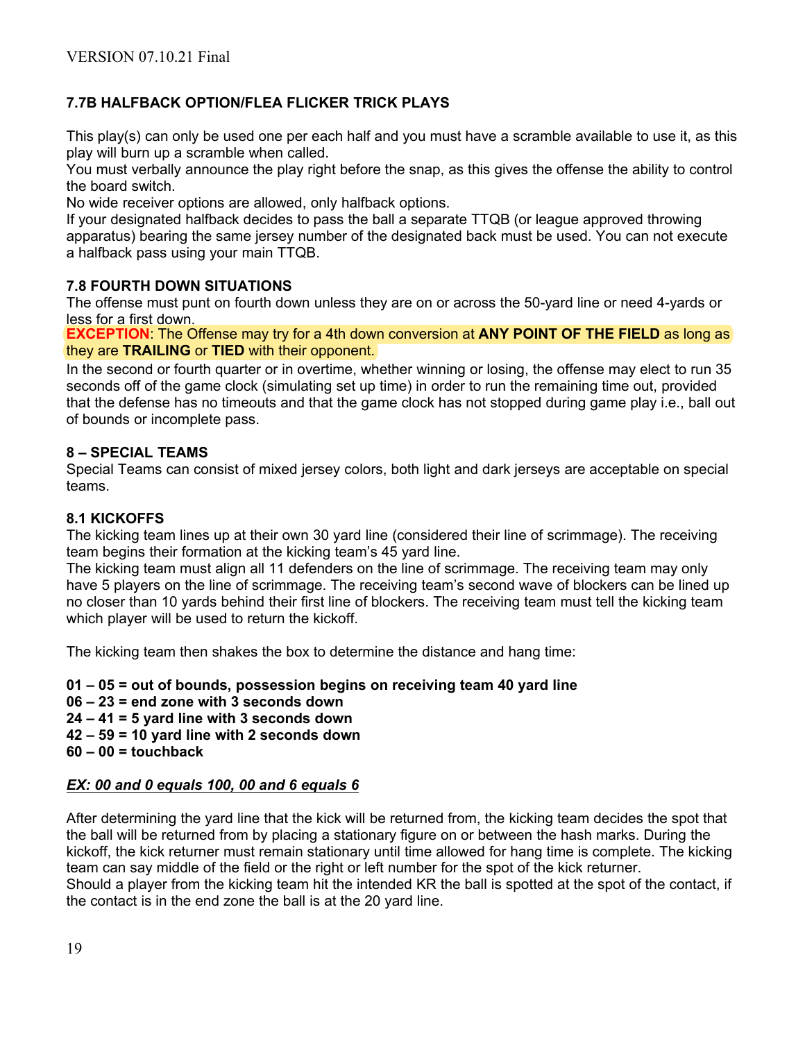### 7.7B HALFBACK OPTION/FLEA FLICKER TRICK PLAYS

This play(s) can only be used one per each half and you must have a scramble available to use it, as this play will burn up a scramble when called.
You must verbally announce the play right before the snap, as this gives the offense the ability to control the board switch.
No wide receiver options are allowed, only halfback options.
If your designated halfback decides to pass the ball a separate TTQB (or league approved throwing apparatus) bearing the same jersey number of the designated back must be used. You can not execute a halfback pass using your main TTQB.

### 7.8 FOURTH DOWN SITUATIONS

The offense must punt on fourth down unless they are on or across the 50-yard line or need 4-yards or less for a first down.
**EXCEPTION**: The Offense may try for a 4th down conversion at **ANY POINT OF THE FIELD** as long as they are **TRAILING** or **TIED** with their opponent.
In the second or fourth quarter or in overtime, whether winning or losing, the offense may elect to run 35 seconds off of the game clock (simulating set up time) in order to run the remaining time out, provided that the defense has no timeouts and that the game clock has not stopped during game play i.e., ball out of bounds or incomplete pass.

## 8 – SPECIAL TEAMS

Special Teams can consist of mixed jersey colors, both light and dark jerseys are acceptable on special teams.

### 8.1 KICKOFFS

The kicking team lines up at their own 30 yard line (considered their line of scrimmage). The receiving team begins their formation at the kicking team's 45 yard line.
The kicking team must align all 11 defenders on the line of scrimmage. The receiving team may only have 5 players on the line of scrimmage. The receiving team's second wave of blockers can be lined up no closer than 10 yards behind their first line of blockers. The receiving team must tell the kicking team which player will be used to return the kickoff.

The kicking team then shakes the box to determine the distance and hang time:

**01 – 05 = out of bounds, possession begins on receiving team 40 yard line**
**06 – 23 = end zone with 3 seconds down**
**24 – 41 = 5 yard line with 3 seconds down**
**42 – 59 = 10 yard line with 2 seconds down**
**60 – 00 = touchback**

***EX: 00 and 0 equals 100, 00 and 6 equals 6***

After determining the yard line that the kick will be returned from, the kicking team decides the spot that the ball will be returned from by placing a stationary figure on or between the hash marks. During the kickoff, the kick returner must remain stationary until time allowed for hang time is complete. The kicking team can say middle of the field or the right or left number for the spot of the kick returner.
Should a player from the kicking team hit the intended KR the ball is spotted at the spot of the contact, if the contact is in the end zone the ball is at the 20 yard line.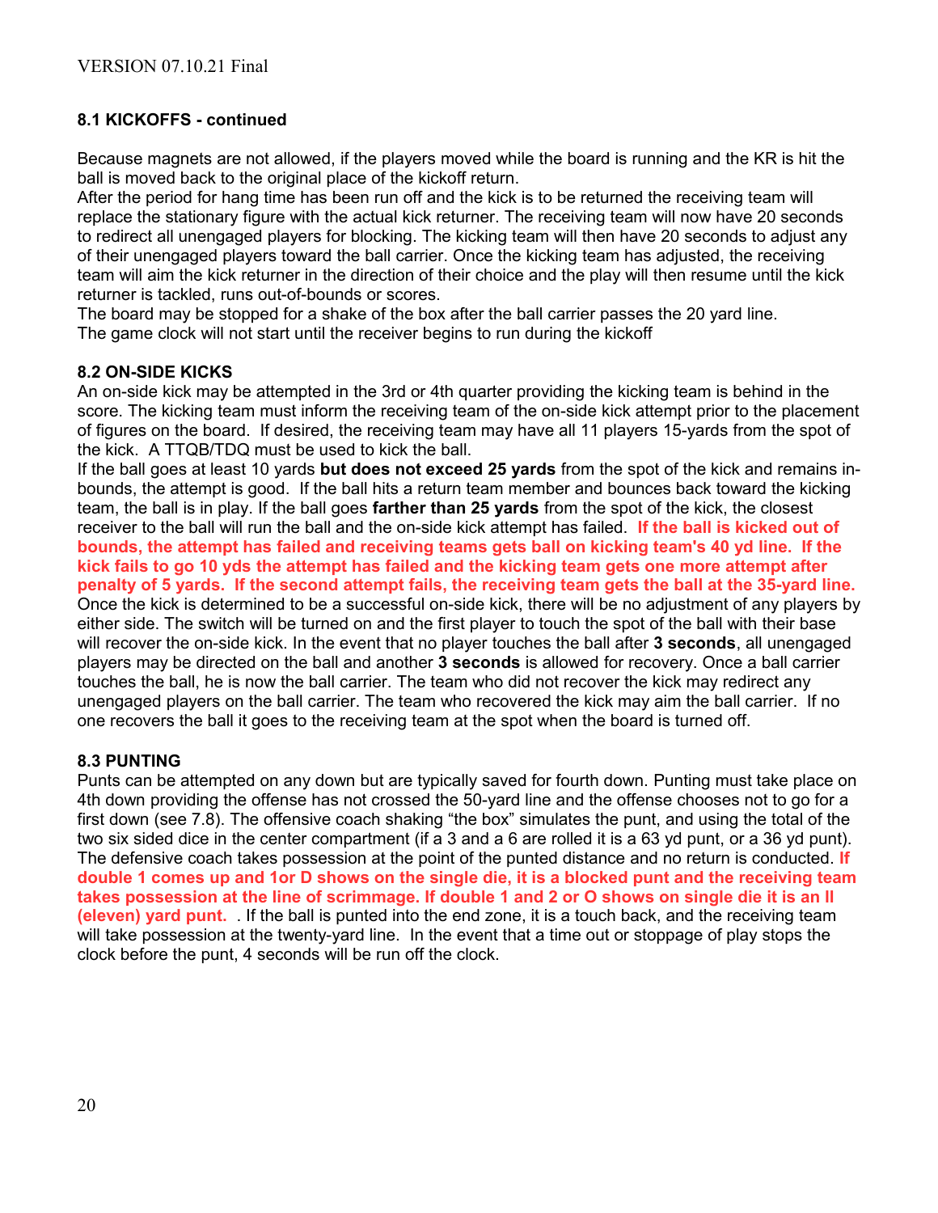**8.1 KICKOFFS - continued**

Because magnets are not allowed, if the players moved while the board is running and the KR is hit the ball is moved back to the original place of the kickoff return.
After the period for hang time has been run off and the kick is to be returned the receiving team will replace the stationary figure with the actual kick returner. The receiving team will now have 20 seconds to redirect all unengaged players for blocking. The kicking team will then have 20 seconds to adjust any of their unengaged players toward the ball carrier. Once the kicking team has adjusted, the receiving team will aim the kick returner in the direction of their choice and the play will then resume until the kick returner is tackled, runs out-of-bounds or scores.
The board may be stopped for a shake of the box after the ball carrier passes the 20 yard line.
The game clock will not start until the receiver begins to run during the kickoff

**8.2 ON-SIDE KICKS**
An on-side kick may be attempted in the 3rd or 4th quarter providing the kicking team is behind in the score. The kicking team must inform the receiving team of the on-side kick attempt prior to the placement of figures on the board. If desired, the receiving team may have all 11 players 15-yards from the spot of the kick. A TTQB/TDQ must be used to kick the ball.
If the ball goes at least 10 yards **but does not exceed 25 yards** from the spot of the kick and remains in-bounds, the attempt is good. If the ball hits a return team member and bounces back toward the kicking team, the ball is in play. If the ball goes **farther than 25 yards** from the spot of the kick, the closest receiver to the ball will run the ball and the on-side kick attempt has failed. **If the ball is kicked out of bounds, the attempt has failed and receiving teams gets ball on kicking team's 40 yd line. If the kick fails to go 10 yds the attempt has failed and the kicking team gets one more attempt after penalty of 5 yards. If the second attempt fails, the receiving team gets the ball at the 35-yard line.**
Once the kick is determined to be a successful on-side kick, there will be no adjustment of any players by either side. The switch will be turned on and the first player to touch the spot of the ball with their base will recover the on-side kick. In the event that no player touches the ball after **3 seconds**, all unengaged players may be directed on the ball and another **3 seconds** is allowed for recovery. Once a ball carrier touches the ball, he is now the ball carrier. The team who did not recover the kick may redirect any unengaged players on the ball carrier. The team who recovered the kick may aim the ball carrier. If no one recovers the ball it goes to the receiving team at the spot when the board is turned off.

**8.3 PUNTING**
Punts can be attempted on any down but are typically saved for fourth down. Punting must take place on 4th down providing the offense has not crossed the 50-yard line and the offense chooses not to go for a first down (see 7.8). The offensive coach shaking "the box" simulates the punt, and using the total of the two six sided dice in the center compartment (if a 3 and a 6 are rolled it is a 63 yd punt, or a 36 yd punt). The defensive coach takes possession at the point of the punted distance and no return is conducted. **If double 1 comes up and 1or D shows on the single die, it is a blocked punt and the receiving team takes possession at the line of scrimmage. If double 1 and 2 or O shows on single die it is an ll (eleven) yard punt.** . If the ball is punted into the end zone, it is a touch back, and the receiving team will take possession at the twenty-yard line. In the event that a time out or stoppage of play stops the clock before the punt, 4 seconds will be run off the clock.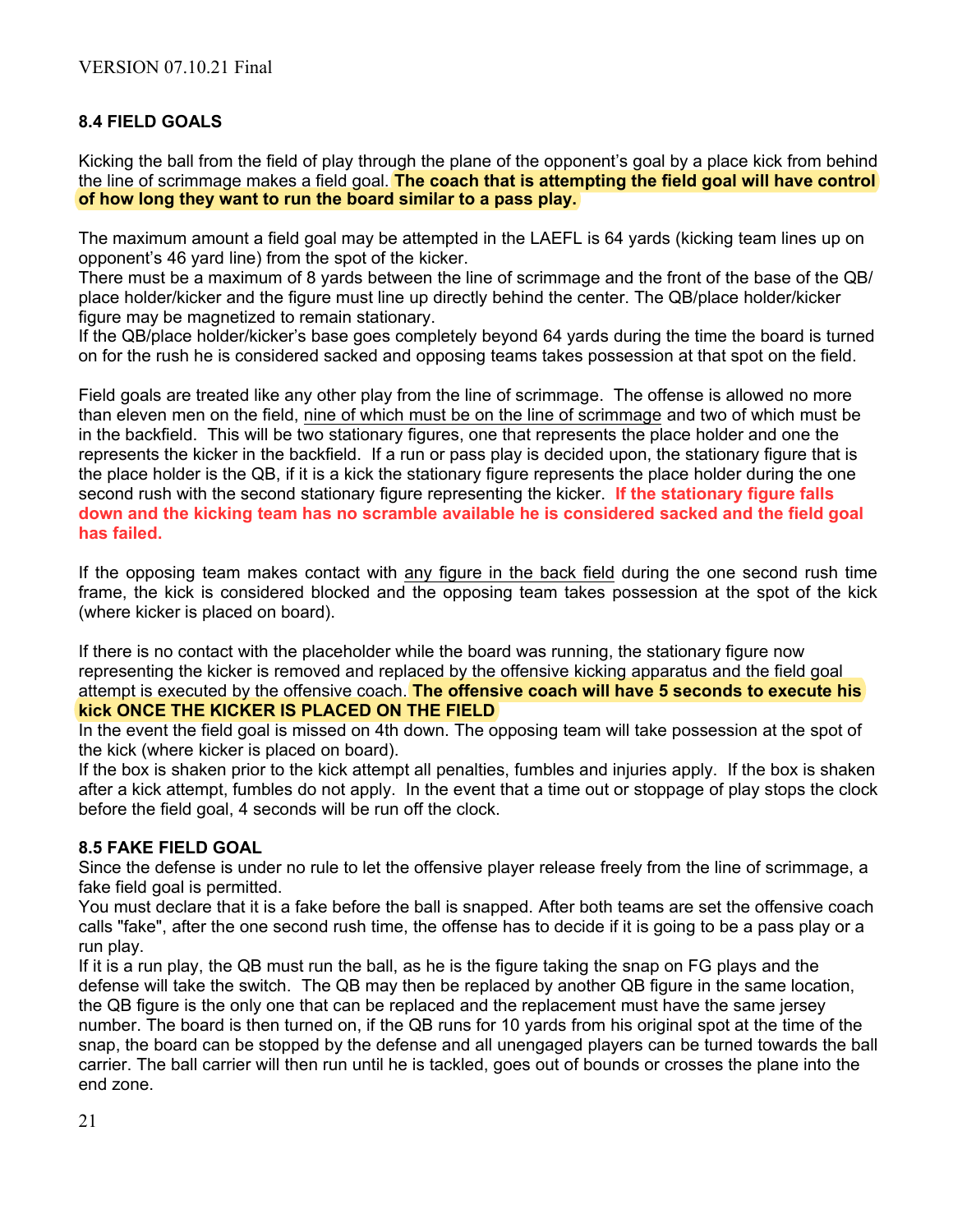## 8.4 FIELD GOALS

Kicking the ball from the field of play through the plane of the opponent's goal by a place kick from behind the line of scrimmage makes a field goal. **The coach that is attempting the field goal will have control of how long they want to run the board similar to a pass play.**

The maximum amount a field goal may be attempted in the LAEFL is 64 yards (kicking team lines up on opponent's 46 yard line) from the spot of the kicker.
There must be a maximum of 8 yards between the line of scrimmage and the front of the base of the QB/ place holder/kicker and the figure must line up directly behind the center. The QB/place holder/kicker figure may be magnetized to remain stationary.
If the QB/place holder/kicker's base goes completely beyond 64 yards during the time the board is turned on for the rush he is considered sacked and opposing teams takes possession at that spot on the field.

Field goals are treated like any other play from the line of scrimmage. The offense is allowed no more than eleven men on the field, nine of which must be on the line of scrimmage and two of which must be in the backfield. This will be two stationary figures, one that represents the place holder and one the represents the kicker in the backfield. If a run or pass play is decided upon, the stationary figure that is the place holder is the QB, if it is a kick the stationary figure represents the place holder during the one second rush with the second stationary figure representing the kicker. **If the stationary figure falls down and the kicking team has no scramble available he is considered sacked and the field goal has failed.**

If the opposing team makes contact with any figure in the back field during the one second rush time frame, the kick is considered blocked and the opposing team takes possession at the spot of the kick (where kicker is placed on board).

If there is no contact with the placeholder while the board was running, the stationary figure now representing the kicker is removed and replaced by the offensive kicking apparatus and the field goal attempt is executed by the offensive coach. **The offensive coach will have 5 seconds to execute his kick ONCE THE KICKER IS PLACED ON THE FIELD**
In the event the field goal is missed on 4th down. The opposing team will take possession at the spot of the kick (where kicker is placed on board).
If the box is shaken prior to the kick attempt all penalties, fumbles and injuries apply. If the box is shaken after a kick attempt, fumbles do not apply. In the event that a time out or stoppage of play stops the clock before the field goal, 4 seconds will be run off the clock.

## 8.5 FAKE FIELD GOAL

Since the defense is under no rule to let the offensive player release freely from the line of scrimmage, a fake field goal is permitted.
You must declare that it is a fake before the ball is snapped. After both teams are set the offensive coach calls "fake", after the one second rush time, the offense has to decide if it is going to be a pass play or a run play.
If it is a run play, the QB must run the ball, as he is the figure taking the snap on FG plays and the defense will take the switch. The QB may then be replaced by another QB figure in the same location, the QB figure is the only one that can be replaced and the replacement must have the same jersey number. The board is then turned on, if the QB runs for 10 yards from his original spot at the time of the snap, the board can be stopped by the defense and all unengaged players can be turned towards the ball carrier. The ball carrier will then run until he is tackled, goes out of bounds or crosses the plane into the end zone.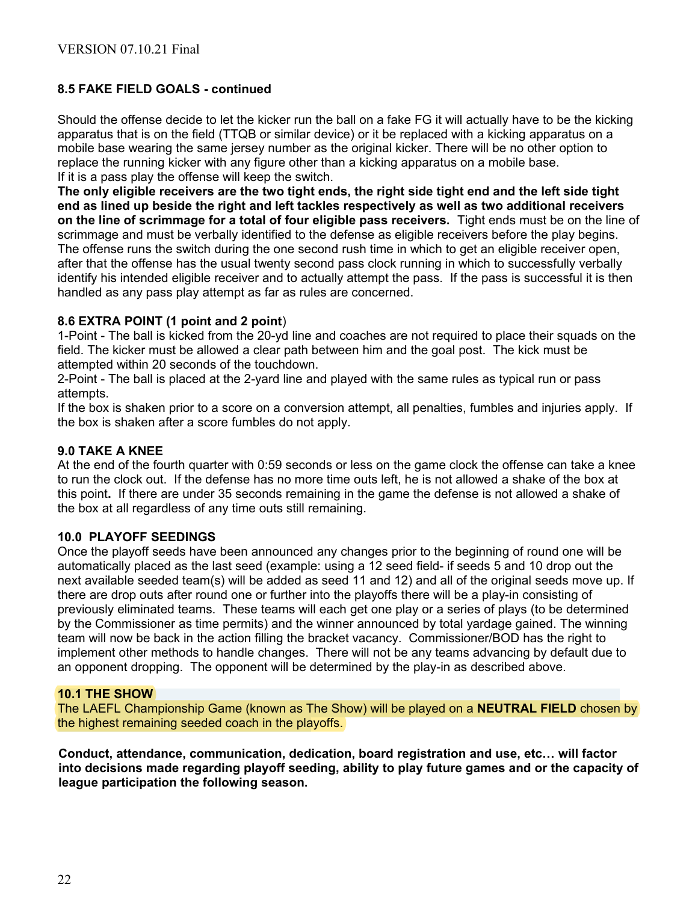### 8.5 FAKE FIELD GOALS - continued

Should the offense decide to let the kicker run the ball on a fake FG it will actually have to be the kicking apparatus that is on the field (TTQB or similar device) or it be replaced with a kicking apparatus on a mobile base wearing the same jersey number as the original kicker. There will be no other option to replace the running kicker with any figure other than a kicking apparatus on a mobile base.
If it is a pass play the offense will keep the switch.
**The only eligible receivers are the two tight ends, the right side tight end and the left side tight end as lined up beside the right and left tackles respectively as well as two additional receivers on the line of scrimmage for a total of four eligible pass receivers.** Tight ends must be on the line of scrimmage and must be verbally identified to the defense as eligible receivers before the play begins. The offense runs the switch during the one second rush time in which to get an eligible receiver open, after that the offense has the usual twenty second pass clock running in which to successfully verbally identify his intended eligible receiver and to actually attempt the pass. If the pass is successful it is then handled as any pass play attempt as far as rules are concerned.

### 8.6 EXTRA POINT (1 point and 2 point)

1-Point - The ball is kicked from the 20-yd line and coaches are not required to place their squads on the field. The kicker must be allowed a clear path between him and the goal post. The kick must be attempted within 20 seconds of the touchdown.
2-Point - The ball is placed at the 2-yard line and played with the same rules as typical run or pass attempts.
If the box is shaken prior to a score on a conversion attempt, all penalties, fumbles and injuries apply. If the box is shaken after a score fumbles do not apply.

### 9.0 TAKE A KNEE

At the end of the fourth quarter with 0:59 seconds or less on the game clock the offense can take a knee to run the clock out. If the defense has no more time outs left, he is not allowed a shake of the box at this point**.** If there are under 35 seconds remaining in the game the defense is not allowed a shake of the box at all regardless of any time outs still remaining.

### 10.0 PLAYOFF SEEDINGS

Once the playoff seeds have been announced any changes prior to the beginning of round one will be automatically placed as the last seed (example: using a 12 seed field- if seeds 5 and 10 drop out the next available seeded team(s) will be added as seed 11 and 12) and all of the original seeds move up. If there are drop outs after round one or further into the playoffs there will be a play-in consisting of previously eliminated teams. These teams will each get one play or a series of plays (to be determined by the Commissioner as time permits) and the winner announced by total yardage gained. The winning team will now be back in the action filling the bracket vacancy. Commissioner/BOD has the right to implement other methods to handle changes. There will not be any teams advancing by default due to an opponent dropping. The opponent will be determined by the play-in as described above.

### 10.1 THE SHOW

The LAEFL Championship Game (known as The Show) will be played on a **NEUTRAL FIELD** chosen by the highest remaining seeded coach in the playoffs.

**Conduct, attendance, communication, dedication, board registration and use, etc… will factor into decisions made regarding playoff seeding, ability to play future games and or the capacity of league participation the following season.**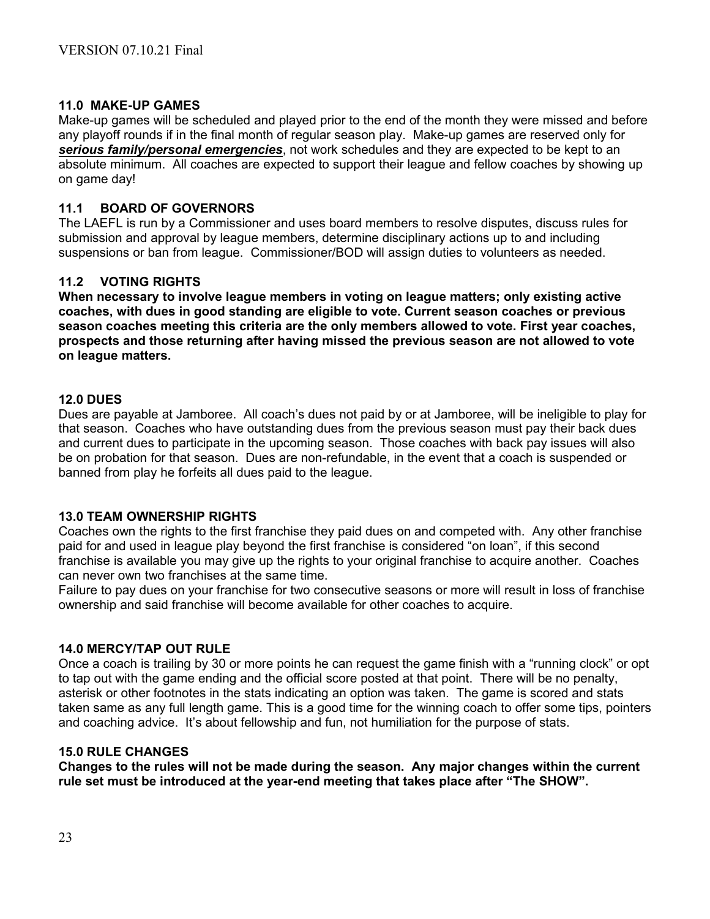## 11.0 MAKE-UP GAMES

Make-up games will be scheduled and played prior to the end of the month they were missed and before any playoff rounds if in the final month of regular season play. Make-up games are reserved only for ***serious family/personal emergencies***, not work schedules and they are expected to be kept to an absolute minimum. All coaches are expected to support their league and fellow coaches by showing up on game day!

## 11.1 BOARD OF GOVERNORS

The LAEFL is run by a Commissioner and uses board members to resolve disputes, discuss rules for submission and approval by league members, determine disciplinary actions up to and including suspensions or ban from league. Commissioner/BOD will assign duties to volunteers as needed.

## 11.2 VOTING RIGHTS

**When necessary to involve league members in voting on league matters; only existing active coaches, with dues in good standing are eligible to vote. Current season coaches or previous season coaches meeting this criteria are the only members allowed to vote. First year coaches, prospects and those returning after having missed the previous season are not allowed to vote on league matters.**

## 12.0 DUES

Dues are payable at Jamboree. All coach's dues not paid by or at Jamboree, will be ineligible to play for that season. Coaches who have outstanding dues from the previous season must pay their back dues and current dues to participate in the upcoming season. Those coaches with back pay issues will also be on probation for that season. Dues are non-refundable, in the event that a coach is suspended or banned from play he forfeits all dues paid to the league.

## 13.0 TEAM OWNERSHIP RIGHTS

Coaches own the rights to the first franchise they paid dues on and competed with. Any other franchise paid for and used in league play beyond the first franchise is considered "on loan", if this second franchise is available you may give up the rights to your original franchise to acquire another. Coaches can never own two franchises at the same time.

Failure to pay dues on your franchise for two consecutive seasons or more will result in loss of franchise ownership and said franchise will become available for other coaches to acquire.

## 14.0 MERCY/TAP OUT RULE

Once a coach is trailing by 30 or more points he can request the game finish with a "running clock" or opt to tap out with the game ending and the official score posted at that point. There will be no penalty, asterisk or other footnotes in the stats indicating an option was taken. The game is scored and stats taken same as any full length game. This is a good time for the winning coach to offer some tips, pointers and coaching advice. It's about fellowship and fun, not humiliation for the purpose of stats.

## 15.0 RULE CHANGES

**Changes to the rules will not be made during the season. Any major changes within the current rule set must be introduced at the year-end meeting that takes place after "The SHOW".**